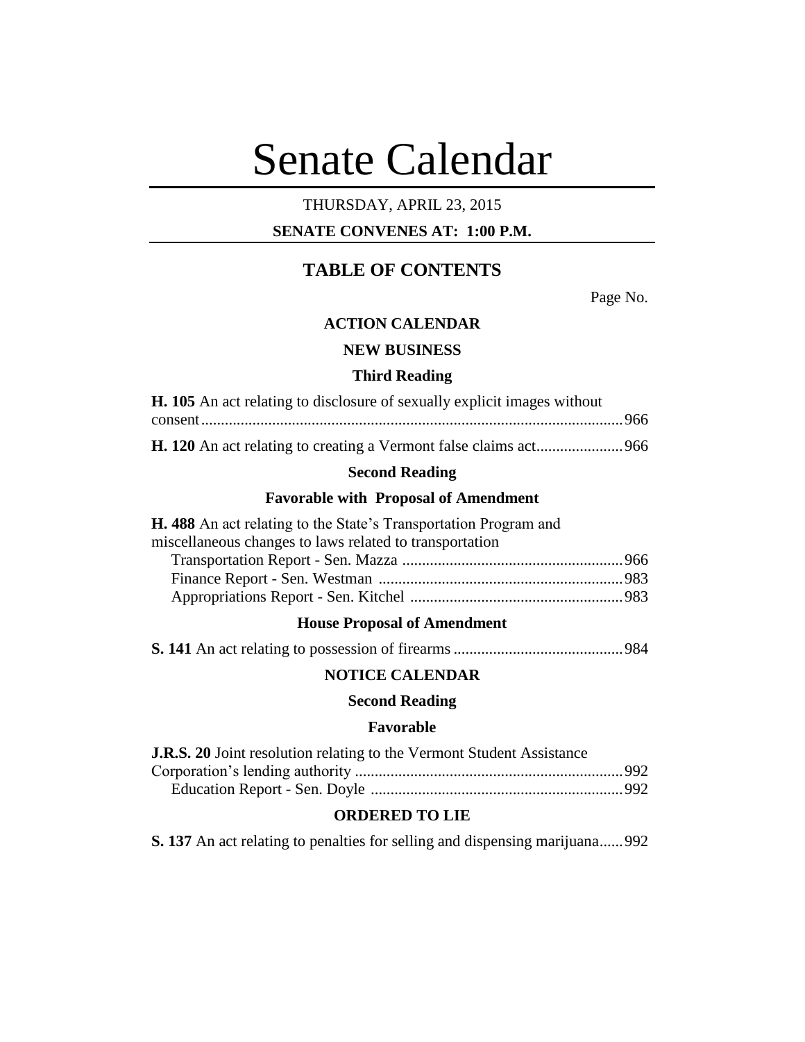# Senate Calendar

THURSDAY, APRIL 23, 2015

**SENATE CONVENES AT: 1:00 P.M.**

## TABLE OF CONTENTS

Page No.

### ACTION CALENDAR

### NEW BUSINESS

#### Third Reading

**H. 105** An act relating to disclosure of sexually explicit images without consent .......... 966

**H. 120** An act relating to creating a Vermont false claims act .......... 966

#### Second Reading

#### Favorable with Proposal of Amendment

**H. 488** An act relating to the State's Transportation Program and miscellaneous changes to laws related to transportation

Transportation Report - Sen. Mazza .......... 966
Finance Report - Sen. Westman .......... 983
Appropriations Report - Sen. Kitchel .......... 983

#### House Proposal of Amendment

**S. 141** An act relating to possession of firearms .......... 984

### NOTICE CALENDAR

#### Second Reading

#### Favorable

**J.R.S. 20** Joint resolution relating to the Vermont Student Assistance Corporation's lending authority .......... 992

Education Report - Sen. Doyle .......... 992

### ORDERED TO LIE

**S. 137** An act relating to penalties for selling and dispensing marijuana .......... 992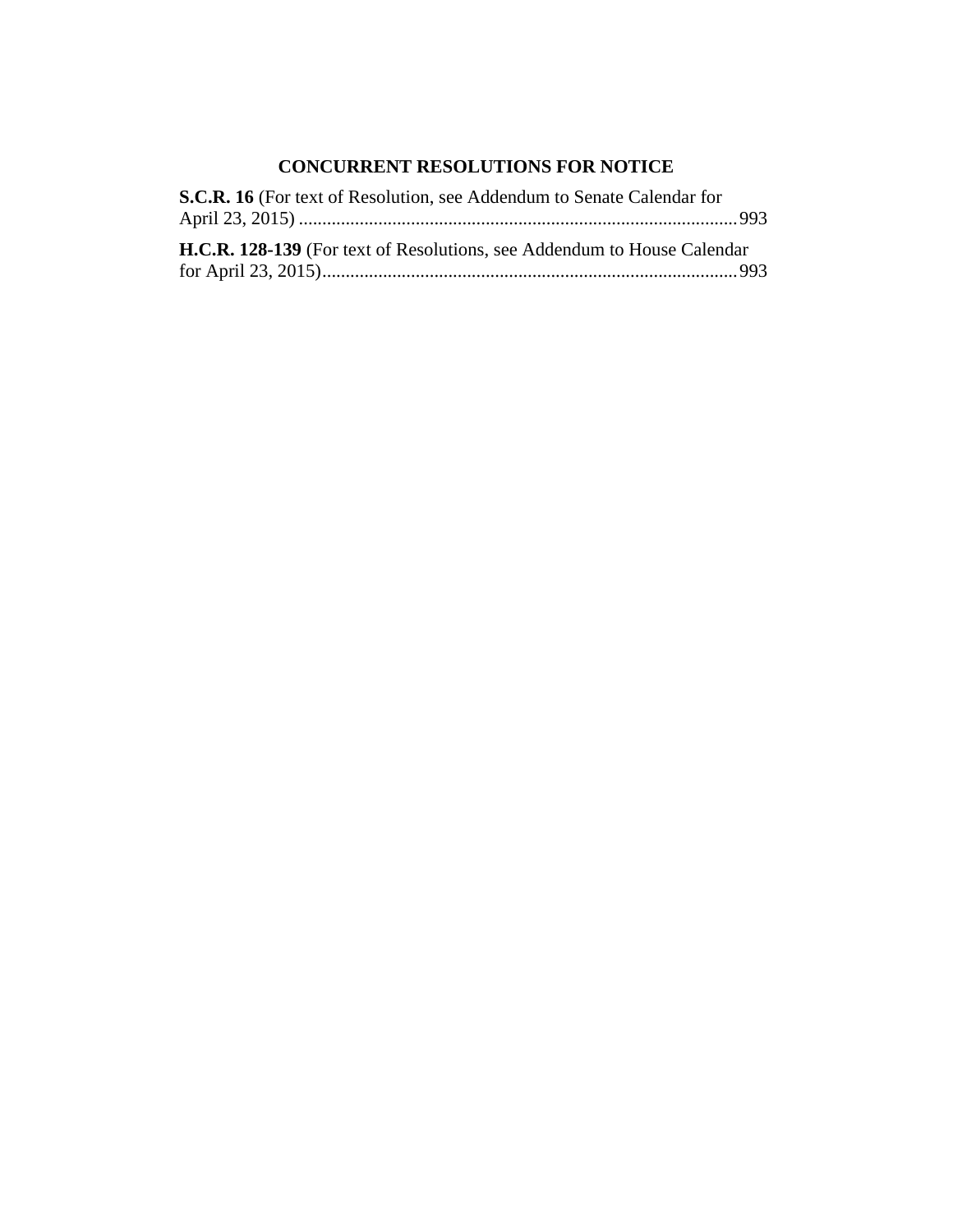## CONCURRENT RESOLUTIONS FOR NOTICE

**S.C.R. 16** (For text of Resolution, see Addendum to Senate Calendar for April 23, 2015) ............................................................................................. 993

**H.C.R. 128-139** (For text of Resolutions, see Addendum to House Calendar for April 23, 2015)........................................................................................ 993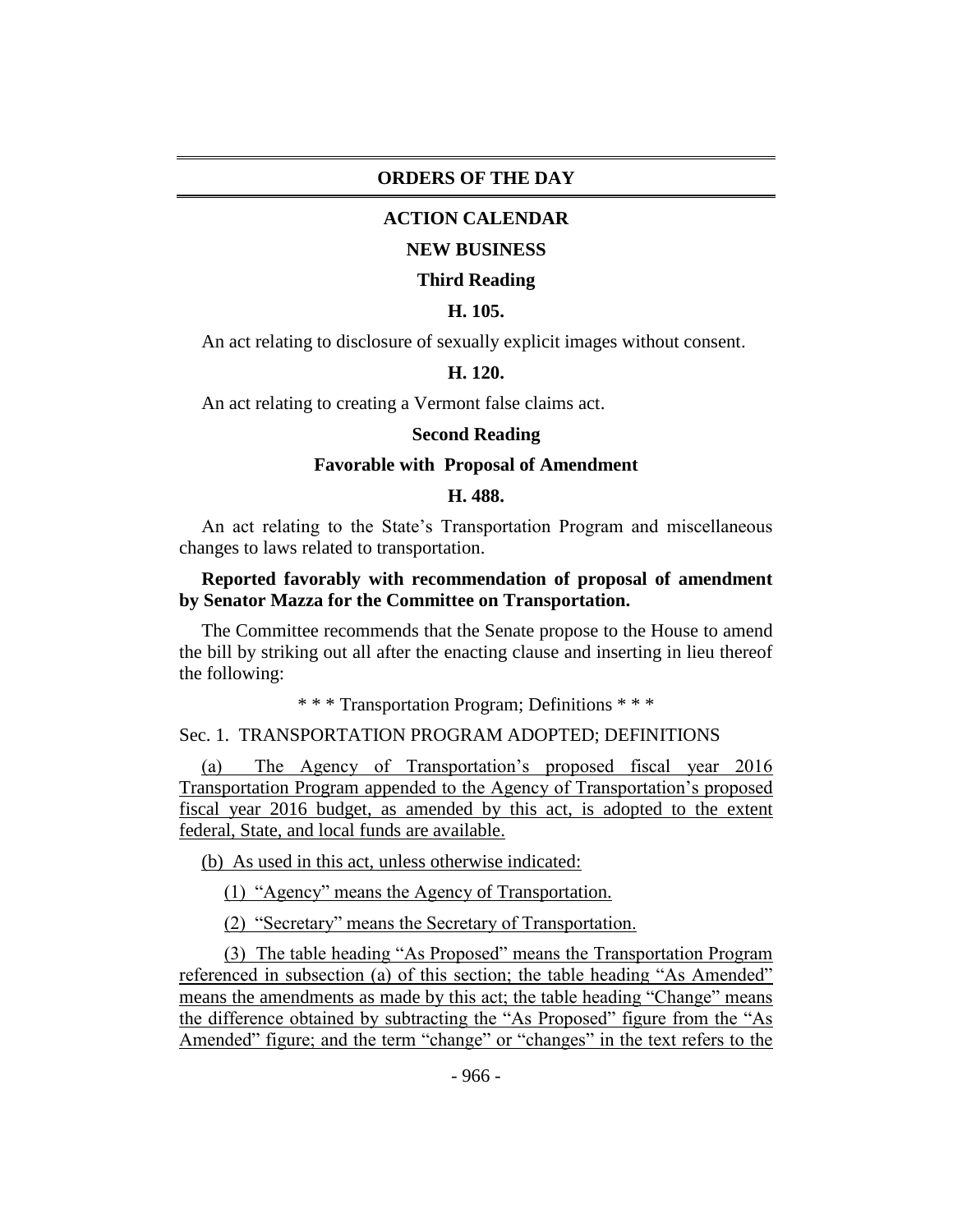## ORDERS OF THE DAY

### ACTION CALENDAR

### NEW BUSINESS

### Third Reading

### H. 105.

An act relating to disclosure of sexually explicit images without consent.

### H. 120.

An act relating to creating a Vermont false claims act.

### Second Reading

### Favorable with Proposal of Amendment

### H. 488.

An act relating to the State's Transportation Program and miscellaneous changes to laws related to transportation.

**Reported favorably with recommendation of proposal of amendment by Senator Mazza for the Committee on Transportation.**

The Committee recommends that the Senate propose to the House to amend the bill by striking out all after the enacting clause and inserting in lieu thereof the following:

\* \* \* Transportation Program; Definitions \* \* \*

Sec. 1. TRANSPORTATION PROGRAM ADOPTED; DEFINITIONS

(a) The Agency of Transportation's proposed fiscal year 2016 Transportation Program appended to the Agency of Transportation's proposed fiscal year 2016 budget, as amended by this act, is adopted to the extent federal, State, and local funds are available.

(b) As used in this act, unless otherwise indicated:

(1) "Agency" means the Agency of Transportation.

(2) "Secretary" means the Secretary of Transportation.

(3) The table heading "As Proposed" means the Transportation Program referenced in subsection (a) of this section; the table heading "As Amended" means the amendments as made by this act; the table heading "Change" means the difference obtained by subtracting the "As Proposed" figure from the "As Amended" figure; and the term "change" or "changes" in the text refers to the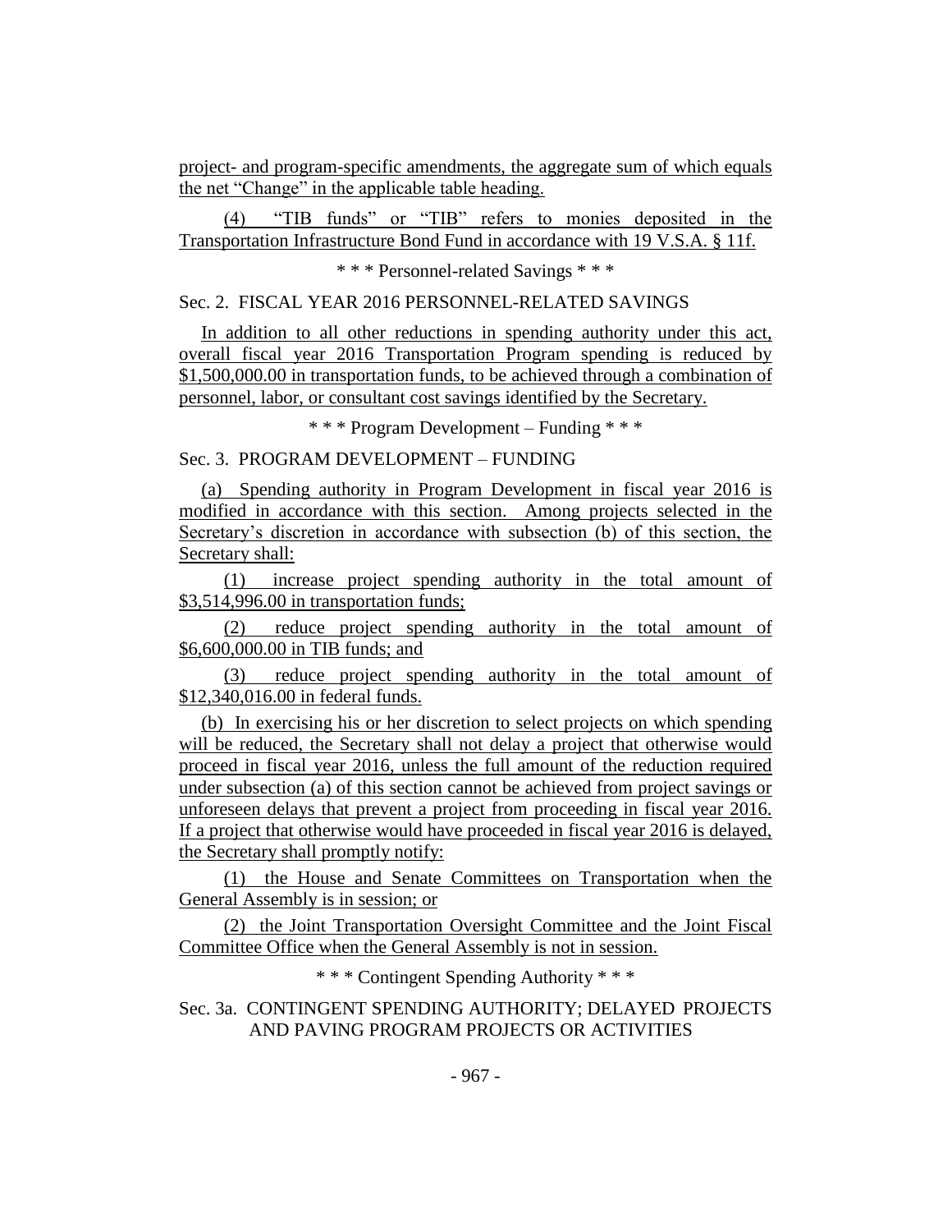project- and program-specific amendments, the aggregate sum of which equals the net "Change" in the applicable table heading.

(4) "TIB funds" or "TIB" refers to monies deposited in the Transportation Infrastructure Bond Fund in accordance with 19 V.S.A. § 11f.

\* \* \* Personnel-related Savings \* \* \*

Sec. 2. FISCAL YEAR 2016 PERSONNEL-RELATED SAVINGS

In addition to all other reductions in spending authority under this act, overall fiscal year 2016 Transportation Program spending is reduced by $1,500,000.00 in transportation funds, to be achieved through a combination of personnel, labor, or consultant cost savings identified by the Secretary.

\* \* \* Program Development – Funding \* \* \*

Sec. 3. PROGRAM DEVELOPMENT – FUNDING

(a) Spending authority in Program Development in fiscal year 2016 is modified in accordance with this section. Among projects selected in the Secretary's discretion in accordance with subsection (b) of this section, the Secretary shall:

(1) increase project spending authority in the total amount of $3,514,996.00 in transportation funds;

(2) reduce project spending authority in the total amount of $6,600,000.00 in TIB funds; and

(3) reduce project spending authority in the total amount of $12,340,016.00 in federal funds.

(b) In exercising his or her discretion to select projects on which spending will be reduced, the Secretary shall not delay a project that otherwise would proceed in fiscal year 2016, unless the full amount of the reduction required under subsection (a) of this section cannot be achieved from project savings or unforeseen delays that prevent a project from proceeding in fiscal year 2016. If a project that otherwise would have proceeded in fiscal year 2016 is delayed, the Secretary shall promptly notify:

(1) the House and Senate Committees on Transportation when the General Assembly is in session; or

(2) the Joint Transportation Oversight Committee and the Joint Fiscal Committee Office when the General Assembly is not in session.

\* \* \* Contingent Spending Authority \* \* \*

Sec. 3a. CONTINGENT SPENDING AUTHORITY; DELAYED PROJECTS AND PAVING PROGRAM PROJECTS OR ACTIVITIES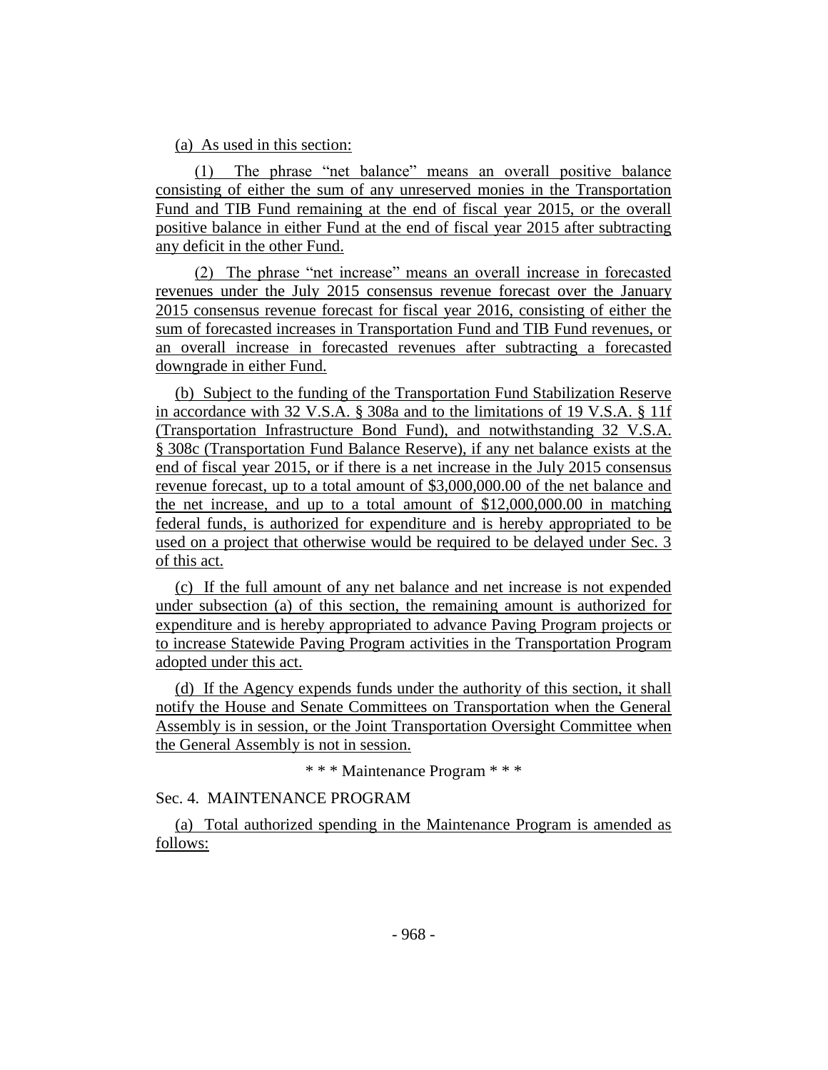(a) As used in this section:

(1) The phrase "net balance" means an overall positive balance consisting of either the sum of any unreserved monies in the Transportation Fund and TIB Fund remaining at the end of fiscal year 2015, or the overall positive balance in either Fund at the end of fiscal year 2015 after subtracting any deficit in the other Fund.

(2) The phrase "net increase" means an overall increase in forecasted revenues under the July 2015 consensus revenue forecast over the January 2015 consensus revenue forecast for fiscal year 2016, consisting of either the sum of forecasted increases in Transportation Fund and TIB Fund revenues, or an overall increase in forecasted revenues after subtracting a forecasted downgrade in either Fund.

(b) Subject to the funding of the Transportation Fund Stabilization Reserve in accordance with 32 V.S.A. § 308a and to the limitations of 19 V.S.A. § 11f (Transportation Infrastructure Bond Fund), and notwithstanding 32 V.S.A. § 308c (Transportation Fund Balance Reserve), if any net balance exists at the end of fiscal year 2015, or if there is a net increase in the July 2015 consensus revenue forecast, up to a total amount of $3,000,000.00 of the net balance and the net increase, and up to a total amount of $12,000,000.00 in matching federal funds, is authorized for expenditure and is hereby appropriated to be used on a project that otherwise would be required to be delayed under Sec. 3 of this act.

(c) If the full amount of any net balance and net increase is not expended under subsection (a) of this section, the remaining amount is authorized for expenditure and is hereby appropriated to advance Paving Program projects or to increase Statewide Paving Program activities in the Transportation Program adopted under this act.

(d) If the Agency expends funds under the authority of this section, it shall notify the House and Senate Committees on Transportation when the General Assembly is in session, or the Joint Transportation Oversight Committee when the General Assembly is not in session.

\* \* \* Maintenance Program \* \* \*

Sec. 4. MAINTENANCE PROGRAM

(a) Total authorized spending in the Maintenance Program is amended as follows: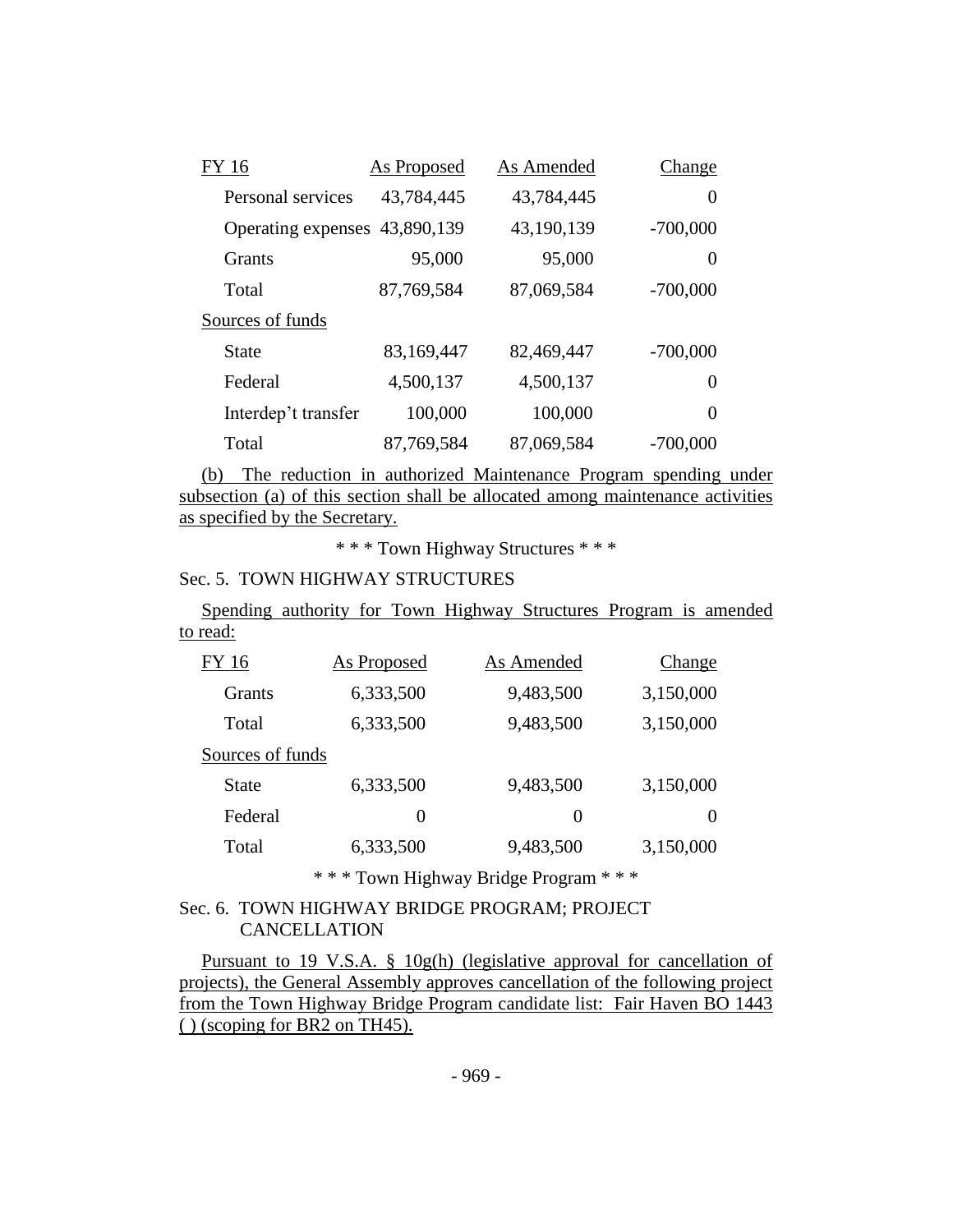| FY 16 | As Proposed | As Amended | Change |
|---|---|---|---|
| Personal services | 43,784,445 | 43,784,445 | 0 |
| Operating expenses | 43,890,139 | 43,190,139 | -700,000 |
| Grants | 95,000 | 95,000 | 0 |
| Total | 87,769,584 | 87,069,584 | -700,000 |
| Sources of funds | | | |
| State | 83,169,447 | 82,469,447 | -700,000 |
| Federal | 4,500,137 | 4,500,137 | 0 |
| Interdep't transfer | 100,000 | 100,000 | 0 |
| Total | 87,769,584 | 87,069,584 | -700,000 |

(b) The reduction in authorized Maintenance Program spending under subsection (a) of this section shall be allocated among maintenance activities as specified by the Secretary.

\* \* \* Town Highway Structures \* \* \*

Sec. 5. TOWN HIGHWAY STRUCTURES

Spending authority for Town Highway Structures Program is amended to read:

| FY 16 | As Proposed | As Amended | Change |
|---|---|---|---|
| Grants | 6,333,500 | 9,483,500 | 3,150,000 |
| Total | 6,333,500 | 9,483,500 | 3,150,000 |
| Sources of funds | | | |
| State | 6,333,500 | 9,483,500 | 3,150,000 |
| Federal | 0 | 0 | 0 |
| Total | 6,333,500 | 9,483,500 | 3,150,000 |

\* \* \* Town Highway Bridge Program \* \* \*

Sec. 6. TOWN HIGHWAY BRIDGE PROGRAM; PROJECT CANCELLATION

Pursuant to 19 V.S.A. § 10g(h) (legislative approval for cancellation of projects), the General Assembly approves cancellation of the following project from the Town Highway Bridge Program candidate list: Fair Haven BO 1443 ( ) (scoping for BR2 on TH45).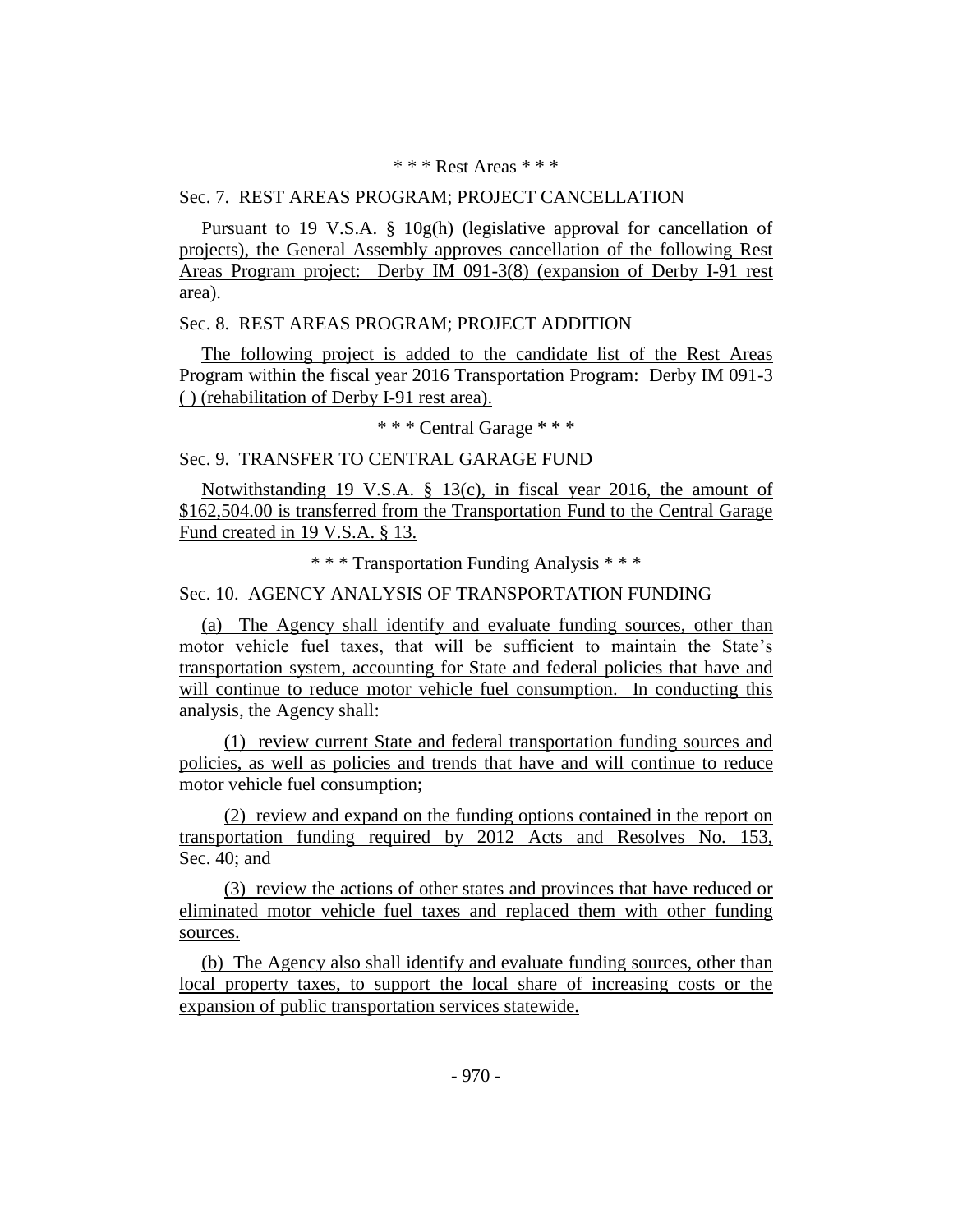\* \* \* Rest Areas \* \* \*

Sec. 7. REST AREAS PROGRAM; PROJECT CANCELLATION

Pursuant to 19 V.S.A. § 10g(h) (legislative approval for cancellation of projects), the General Assembly approves cancellation of the following Rest Areas Program project: Derby IM 091-3(8) (expansion of Derby I-91 rest area).

Sec. 8. REST AREAS PROGRAM; PROJECT ADDITION

The following project is added to the candidate list of the Rest Areas Program within the fiscal year 2016 Transportation Program: Derby IM 091-3 ( ) (rehabilitation of Derby I-91 rest area).

\* \* \* Central Garage \* \* \*

Sec. 9. TRANSFER TO CENTRAL GARAGE FUND

Notwithstanding 19 V.S.A. § 13(c), in fiscal year 2016, the amount of $162,504.00 is transferred from the Transportation Fund to the Central Garage Fund created in 19 V.S.A. § 13.

\* \* \* Transportation Funding Analysis \* \* \*

Sec. 10. AGENCY ANALYSIS OF TRANSPORTATION FUNDING

(a) The Agency shall identify and evaluate funding sources, other than motor vehicle fuel taxes, that will be sufficient to maintain the State's transportation system, accounting for State and federal policies that have and will continue to reduce motor vehicle fuel consumption. In conducting this analysis, the Agency shall:

(1) review current State and federal transportation funding sources and policies, as well as policies and trends that have and will continue to reduce motor vehicle fuel consumption;

(2) review and expand on the funding options contained in the report on transportation funding required by 2012 Acts and Resolves No. 153, Sec. 40; and

(3) review the actions of other states and provinces that have reduced or eliminated motor vehicle fuel taxes and replaced them with other funding sources.

(b) The Agency also shall identify and evaluate funding sources, other than local property taxes, to support the local share of increasing costs or the expansion of public transportation services statewide.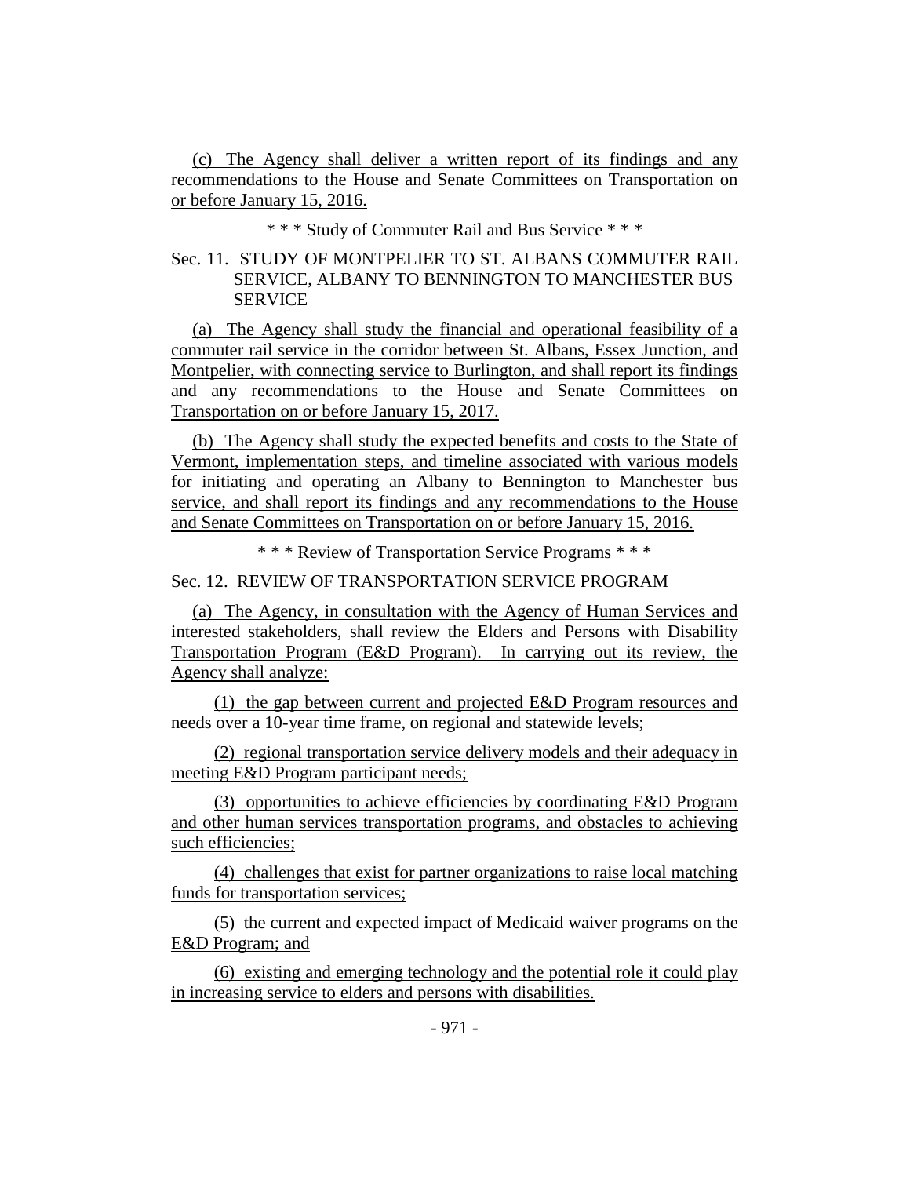(c) The Agency shall deliver a written report of its findings and any recommendations to the House and Senate Committees on Transportation on or before January 15, 2016.

\* \* \* Study of Commuter Rail and Bus Service \* \* \*

Sec. 11. STUDY OF MONTPELIER TO ST. ALBANS COMMUTER RAIL SERVICE, ALBANY TO BENNINGTON TO MANCHESTER BUS SERVICE

(a) The Agency shall study the financial and operational feasibility of a commuter rail service in the corridor between St. Albans, Essex Junction, and Montpelier, with connecting service to Burlington, and shall report its findings and any recommendations to the House and Senate Committees on Transportation on or before January 15, 2017.

(b) The Agency shall study the expected benefits and costs to the State of Vermont, implementation steps, and timeline associated with various models for initiating and operating an Albany to Bennington to Manchester bus service, and shall report its findings and any recommendations to the House and Senate Committees on Transportation on or before January 15, 2016.

\* \* \* Review of Transportation Service Programs \* \* \*

Sec. 12. REVIEW OF TRANSPORTATION SERVICE PROGRAM

(a) The Agency, in consultation with the Agency of Human Services and interested stakeholders, shall review the Elders and Persons with Disability Transportation Program (E&D Program). In carrying out its review, the Agency shall analyze:

(1) the gap between current and projected E&D Program resources and needs over a 10-year time frame, on regional and statewide levels;

(2) regional transportation service delivery models and their adequacy in meeting E&D Program participant needs;

(3) opportunities to achieve efficiencies by coordinating E&D Program and other human services transportation programs, and obstacles to achieving such efficiencies;

(4) challenges that exist for partner organizations to raise local matching funds for transportation services;

(5) the current and expected impact of Medicaid waiver programs on the E&D Program; and

(6) existing and emerging technology and the potential role it could play in increasing service to elders and persons with disabilities.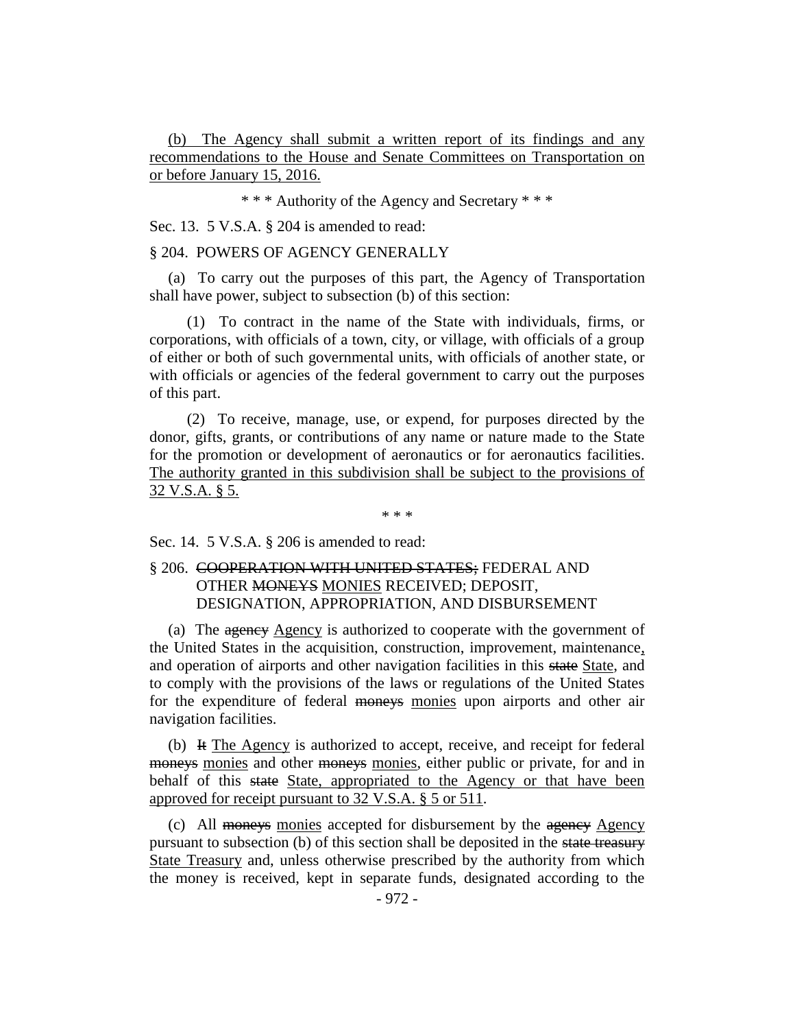(b) The Agency shall submit a written report of its findings and any recommendations to the House and Senate Committees on Transportation on or before January 15, 2016.

\* \* \* Authority of the Agency and Secretary \* \* \*

Sec. 13. 5 V.S.A. § 204 is amended to read:

§ 204. POWERS OF AGENCY GENERALLY

(a) To carry out the purposes of this part, the Agency of Transportation shall have power, subject to subsection (b) of this section:

(1) To contract in the name of the State with individuals, firms, or corporations, with officials of a town, city, or village, with officials of a group of either or both of such governmental units, with officials of another state, or with officials or agencies of the federal government to carry out the purposes of this part.

(2) To receive, manage, use, or expend, for purposes directed by the donor, gifts, grants, or contributions of any name or nature made to the State for the promotion or development of aeronautics or for aeronautics facilities. The authority granted in this subdivision shall be subject to the provisions of 32 V.S.A. § 5.

\* \* \*

Sec. 14. 5 V.S.A. § 206 is amended to read:

§ 206. ~~COOPERATION WITH UNITED STATES;~~ FEDERAL AND OTHER ~~MONEYS~~ MONIES RECEIVED; DEPOSIT, DESIGNATION, APPROPRIATION, AND DISBURSEMENT

(a) The ~~agency~~ Agency is authorized to cooperate with the government of the United States in the acquisition, construction, improvement, maintenance, and operation of airports and other navigation facilities in this ~~state~~ State, and to comply with the provisions of the laws or regulations of the United States for the expenditure of federal ~~moneys~~ monies upon airports and other air navigation facilities.

(b) ~~It~~ The Agency is authorized to accept, receive, and receipt for federal ~~moneys~~ monies and other ~~moneys~~ monies, either public or private, for and in behalf of this ~~state~~ State, appropriated to the Agency or that have been approved for receipt pursuant to 32 V.S.A. § 5 or 511.

(c) All ~~moneys~~ monies accepted for disbursement by the ~~agency~~ Agency pursuant to subsection (b) of this section shall be deposited in the ~~state treasury~~ State Treasury and, unless otherwise prescribed by the authority from which the money is received, kept in separate funds, designated according to the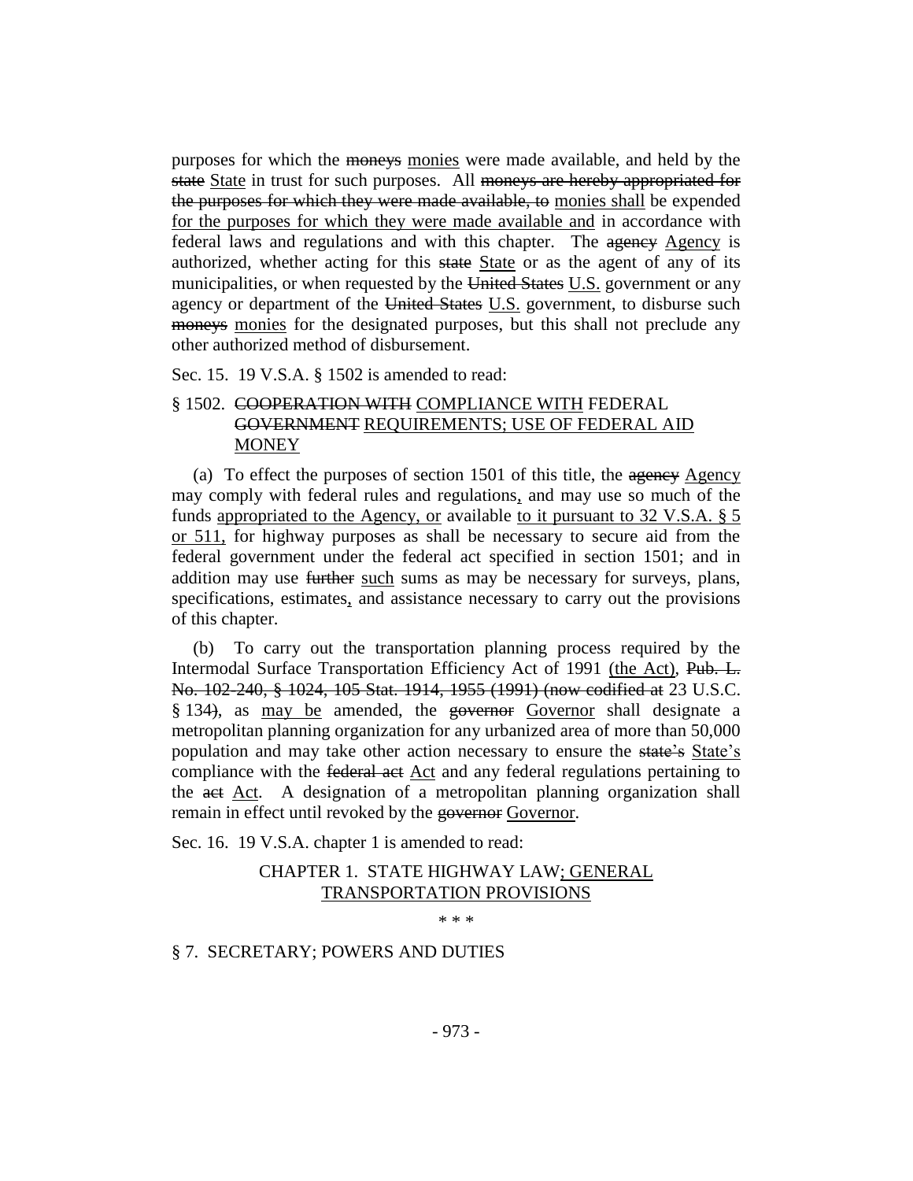purposes for which the ~~moneys~~ <u>monies</u> were made available, and held by the ~~state~~ <u>State</u> in trust for such purposes. All ~~moneys are hereby appropriated for the purposes for which they were made available, to~~ <u>monies shall</u> be expended <u>for the purposes for which they were made available and</u> in accordance with federal laws and regulations and with this chapter. The ~~agency~~ <u>Agency</u> is authorized, whether acting for this ~~state~~ <u>State</u> or as the agent of any of its municipalities, or when requested by the ~~United States~~ <u>U.S.</u> government or any agency or department of the ~~United States~~ <u>U.S.</u> government, to disburse such ~~moneys~~ <u>monies</u> for the designated purposes, but this shall not preclude any other authorized method of disbursement.

Sec. 15. 19 V.S.A. § 1502 is amended to read:

§ 1502. ~~COOPERATION WITH~~ <u>COMPLIANCE WITH</u> FEDERAL ~~GOVERNMENT~~ <u>REQUIREMENTS; USE OF FEDERAL AID MONEY</u>

(a) To effect the purposes of section 1501 of this title, the ~~agency~~ <u>Agency</u> may comply with federal rules and regulations<u>,</u> and may use so much of the funds <u>appropriated to the Agency, or</u> available <u>to it pursuant to 32 V.S.A. § 5 or 511,</u> for highway purposes as shall be necessary to secure aid from the federal government under the federal act specified in section 1501; and in addition may use ~~further~~ <u>such</u> sums as may be necessary for surveys, plans, specifications, estimates<u>,</u> and assistance necessary to carry out the provisions of this chapter.

(b) To carry out the transportation planning process required by the Intermodal Surface Transportation Efficiency Act of 1991 <u>(the Act)</u>, ~~Pub. L. No. 102-240, § 1024, 105 Stat. 1914, 1955 (1991) (now codified at~~ 23 U.S.C. § 134~~)~~, as <u>may be</u> amended, the ~~governor~~ <u>Governor</u> shall designate a metropolitan planning organization for any urbanized area of more than 50,000 population and may take other action necessary to ensure the ~~state's~~ <u>State's</u> compliance with the ~~federal act~~ <u>Act</u> and any federal regulations pertaining to the ~~act~~ <u>Act</u>. A designation of a metropolitan planning organization shall remain in effect until revoked by the ~~governor~~ <u>Governor</u>.

Sec. 16. 19 V.S.A. chapter 1 is amended to read:

CHAPTER 1. STATE HIGHWAY LAW<u>; GENERAL TRANSPORTATION PROVISIONS</u>

\* \* \*

§ 7. SECRETARY; POWERS AND DUTIES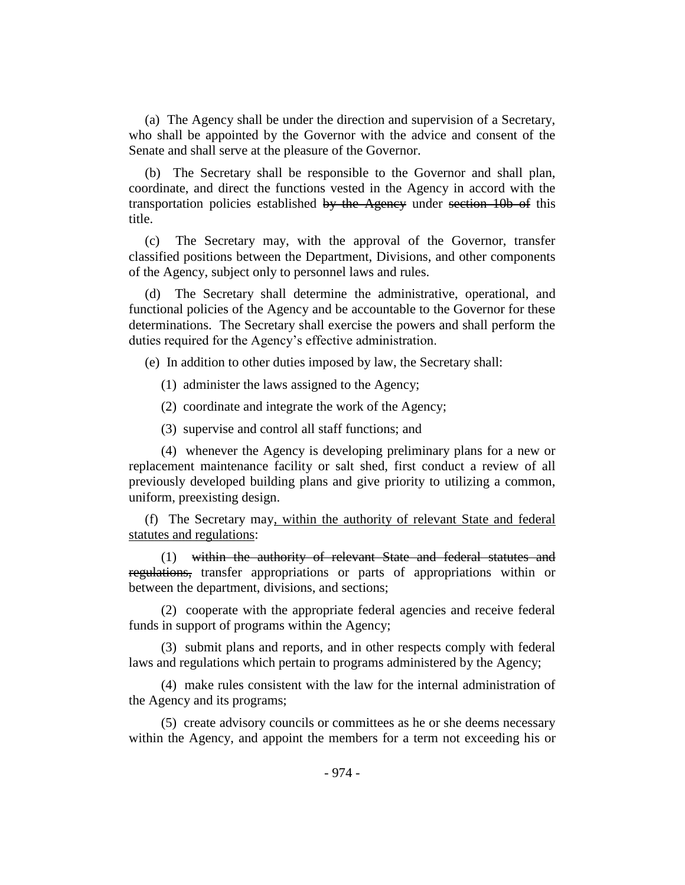(a) The Agency shall be under the direction and supervision of a Secretary, who shall be appointed by the Governor with the advice and consent of the Senate and shall serve at the pleasure of the Governor.

(b) The Secretary shall be responsible to the Governor and shall plan, coordinate, and direct the functions vested in the Agency in accord with the transportation policies established ~~by the Agency~~ under ~~section 10b of~~ this title.

(c) The Secretary may, with the approval of the Governor, transfer classified positions between the Department, Divisions, and other components of the Agency, subject only to personnel laws and rules.

(d) The Secretary shall determine the administrative, operational, and functional policies of the Agency and be accountable to the Governor for these determinations. The Secretary shall exercise the powers and shall perform the duties required for the Agency's effective administration.

(e) In addition to other duties imposed by law, the Secretary shall:

(1) administer the laws assigned to the Agency;

(2) coordinate and integrate the work of the Agency;

(3) supervise and control all staff functions; and

(4) whenever the Agency is developing preliminary plans for a new or replacement maintenance facility or salt shed, first conduct a review of all previously developed building plans and give priority to utilizing a common, uniform, preexisting design.

(f) The Secretary may<u>, within the authority of relevant State and federal statutes and regulations</u>:

(1) ~~within the authority of relevant State and federal statutes and regulations,~~ transfer appropriations or parts of appropriations within or between the department, divisions, and sections;

(2) cooperate with the appropriate federal agencies and receive federal funds in support of programs within the Agency;

(3) submit plans and reports, and in other respects comply with federal laws and regulations which pertain to programs administered by the Agency;

(4) make rules consistent with the law for the internal administration of the Agency and its programs;

(5) create advisory councils or committees as he or she deems necessary within the Agency, and appoint the members for a term not exceeding his or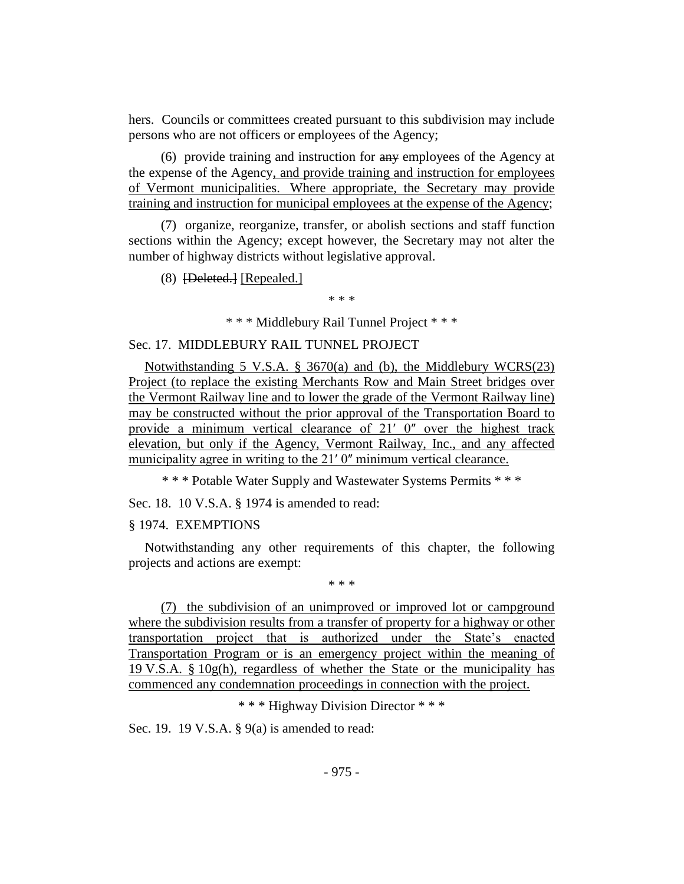hers. Councils or committees created pursuant to this subdivision may include persons who are not officers or employees of the Agency;

(6) provide training and instruction for ~~any~~ employees of the Agency at the expense of the Agency, <u>and provide training and instruction for employees of Vermont municipalities. Where appropriate, the Secretary may provide training and instruction for municipal employees at the expense of the Agency</u>;

(7) organize, reorganize, transfer, or abolish sections and staff function sections within the Agency; except however, the Secretary may not alter the number of highway districts without legislative approval.

(8) ~~[Deleted.]~~ <u>[Repealed.]</u>

\* \* \*

\* \* \* Middlebury Rail Tunnel Project \* \* \*

Sec. 17. MIDDLEBURY RAIL TUNNEL PROJECT

<u>Notwithstanding 5 V.S.A. § 3670(a) and (b), the Middlebury WCRS(23) Project (to replace the existing Merchants Row and Main Street bridges over the Vermont Railway line and to lower the grade of the Vermont Railway line) may be constructed without the prior approval of the Transportation Board to provide a minimum vertical clearance of 21′ 0″ over the highest track elevation, but only if the Agency, Vermont Railway, Inc., and any affected municipality agree in writing to the 21′ 0″ minimum vertical clearance.</u>

\* \* \* Potable Water Supply and Wastewater Systems Permits \* \* \*

Sec. 18. 10 V.S.A. § 1974 is amended to read:

§ 1974. EXEMPTIONS

Notwithstanding any other requirements of this chapter, the following projects and actions are exempt:

\* \* \*

<u>(7) the subdivision of an unimproved or improved lot or campground where the subdivision results from a transfer of property for a highway or other transportation project that is authorized under the State's enacted Transportation Program or is an emergency project within the meaning of 19 V.S.A. § 10g(h), regardless of whether the State or the municipality has commenced any condemnation proceedings in connection with the project.</u>

\* \* \* Highway Division Director \* \* \*

Sec. 19. 19 V.S.A. § 9(a) is amended to read: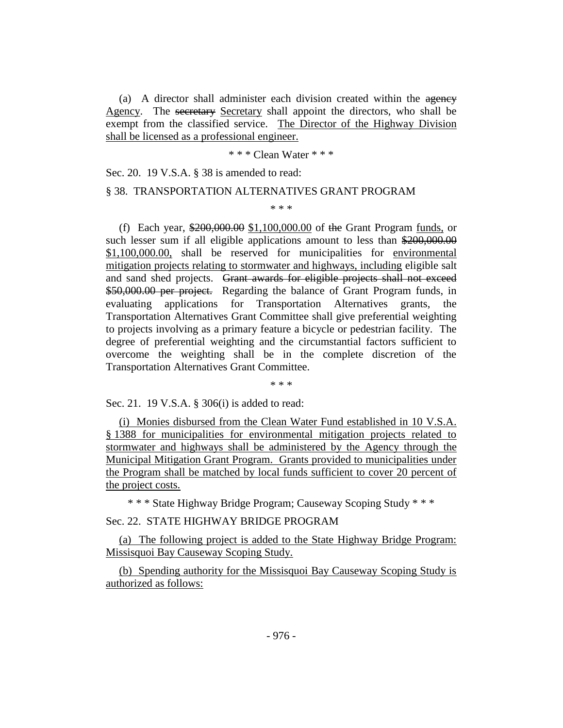(a) A director shall administer each division created within the ~~agency~~ Agency. The ~~secretary~~ Secretary shall appoint the directors, who shall be exempt from the classified service. The Director of the Highway Division shall be licensed as a professional engineer.

\* \* \* Clean Water \* \* \*

Sec. 20. 19 V.S.A. § 38 is amended to read:

§ 38. TRANSPORTATION ALTERNATIVES GRANT PROGRAM

\* \* \*

(f) Each year, ~~$200,000.00~~ $1,100,000.00 of ~~the~~ Grant Program funds, or such lesser sum if all eligible applications amount to less than ~~$200,000.00~~ $1,100,000.00, shall be reserved for municipalities for environmental mitigation projects relating to stormwater and highways, including eligible salt and sand shed projects. ~~Grant awards for eligible projects shall not exceed $50,000.00 per project.~~ Regarding the balance of Grant Program funds, in evaluating applications for Transportation Alternatives grants, the Transportation Alternatives Grant Committee shall give preferential weighting to projects involving as a primary feature a bicycle or pedestrian facility. The degree of preferential weighting and the circumstantial factors sufficient to overcome the weighting shall be in the complete discretion of the Transportation Alternatives Grant Committee.

\* \* \*

Sec. 21. 19 V.S.A. § 306(i) is added to read:

(i) Monies disbursed from the Clean Water Fund established in 10 V.S.A. § 1388 for municipalities for environmental mitigation projects related to stormwater and highways shall be administered by the Agency through the Municipal Mitigation Grant Program. Grants provided to municipalities under the Program shall be matched by local funds sufficient to cover 20 percent of the project costs.

\* \* \* State Highway Bridge Program; Causeway Scoping Study \* \* \*

Sec. 22. STATE HIGHWAY BRIDGE PROGRAM

(a) The following project is added to the State Highway Bridge Program: Missisquoi Bay Causeway Scoping Study.

(b) Spending authority for the Missisquoi Bay Causeway Scoping Study is authorized as follows: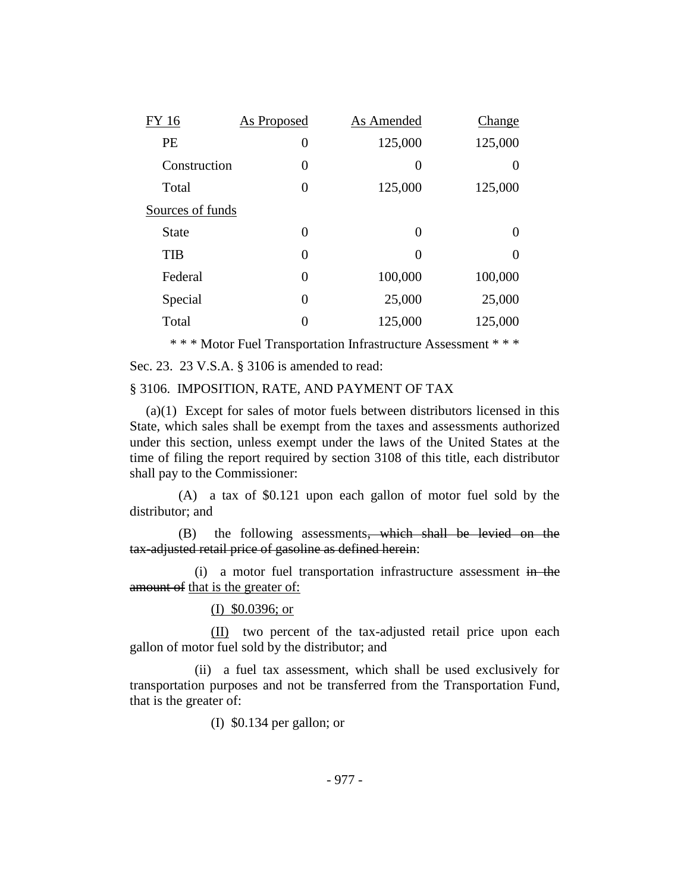| FY 16 | As Proposed | As Amended | Change |
|---|---|---|---|
| PE | 0 | 125,000 | 125,000 |
| Construction | 0 | 0 | 0 |
| Total | 0 | 125,000 | 125,000 |
| Sources of funds | | | |
| State | 0 | 0 | 0 |
| TIB | 0 | 0 | 0 |
| Federal | 0 | 100,000 | 100,000 |
| Special | 0 | 25,000 | 25,000 |
| Total | 0 | 125,000 | 125,000 |

\* \* \* Motor Fuel Transportation Infrastructure Assessment \* \* \*

Sec. 23. 23 V.S.A. § 3106 is amended to read:

§ 3106. IMPOSITION, RATE, AND PAYMENT OF TAX

(a)(1) Except for sales of motor fuels between distributors licensed in this State, which sales shall be exempt from the taxes and assessments authorized under this section, unless exempt under the laws of the United States at the time of filing the report required by section 3108 of this title, each distributor shall pay to the Commissioner:

(A) a tax of $0.121 upon each gallon of motor fuel sold by the distributor; and

(B) the following assessments~~, which shall be levied on the tax-adjusted retail price of gasoline as defined herein~~:

(i) a motor fuel transportation infrastructure assessment ~~in the amount of~~ <u>that is the greater of:</u>

<u>(I) $0.0396; or</u>

<u>(II)</u> two percent of the tax-adjusted retail price upon each gallon of motor fuel sold by the distributor; and

(ii) a fuel tax assessment, which shall be used exclusively for transportation purposes and not be transferred from the Transportation Fund, that is the greater of:

(I) $0.134 per gallon; or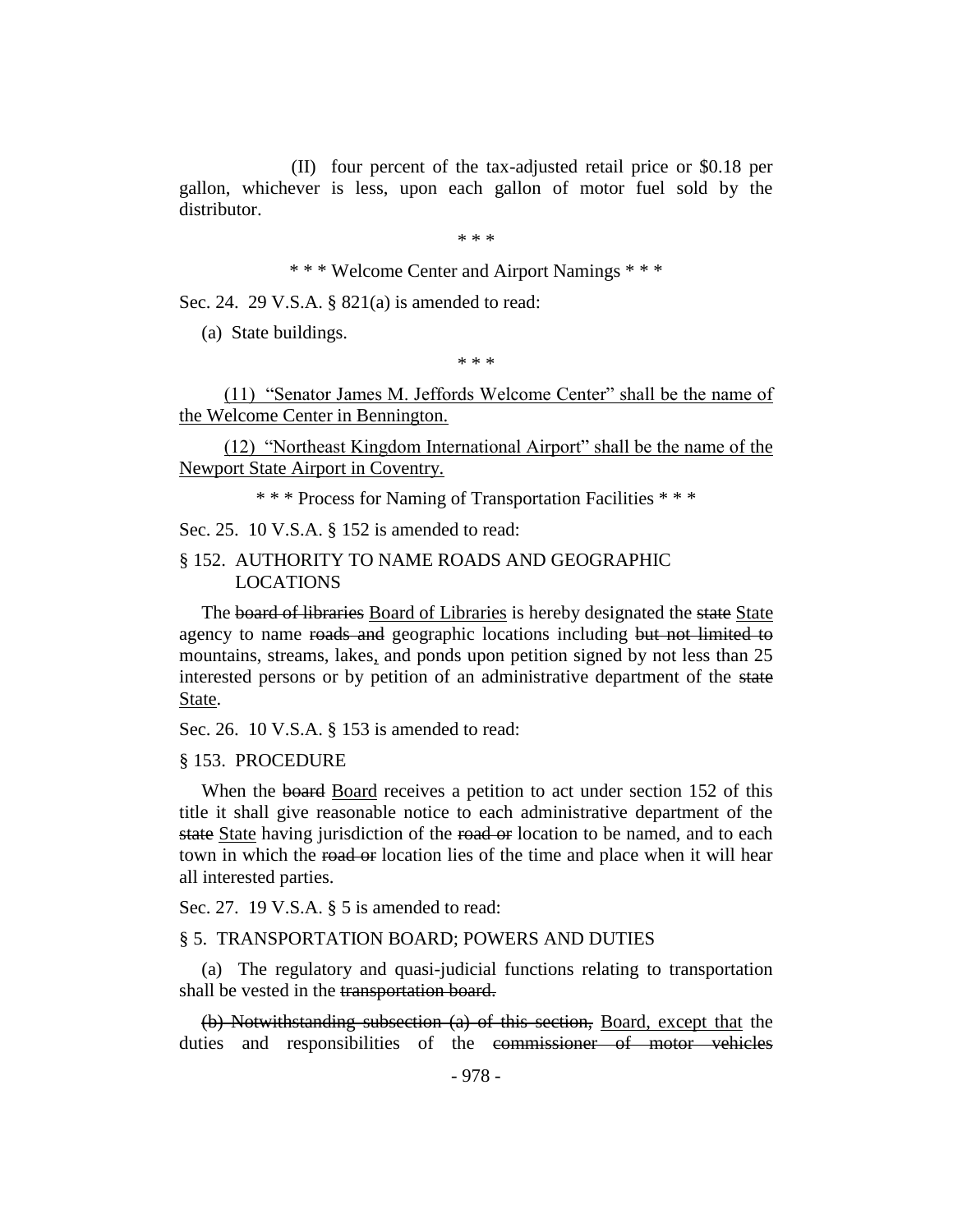(II) four percent of the tax-adjusted retail price or $0.18 per gallon, whichever is less, upon each gallon of motor fuel sold by the distributor.

\* \* \*

\* \* \* Welcome Center and Airport Namings \* \* \*

Sec. 24. 29 V.S.A. § 821(a) is amended to read:

(a) State buildings.

\* \* \*

<u>(11) "Senator James M. Jeffords Welcome Center" shall be the name of the Welcome Center in Bennington.</u>

<u>(12) "Northeast Kingdom International Airport" shall be the name of the Newport State Airport in Coventry.</u>

\* \* \* Process for Naming of Transportation Facilities \* \* \*

Sec. 25. 10 V.S.A. § 152 is amended to read:

§ 152. AUTHORITY TO NAME ROADS AND GEOGRAPHIC LOCATIONS

The ~~board of libraries~~ <u>Board of Libraries</u> is hereby designated the ~~state~~ <u>State</u> agency to name ~~roads and~~ geographic locations including ~~but not limited to~~ mountains, streams, lakes<u>,</u> and ponds upon petition signed by not less than 25 interested persons or by petition of an administrative department of the ~~state~~ <u>State</u>.

Sec. 26. 10 V.S.A. § 153 is amended to read:

§ 153. PROCEDURE

When the ~~board~~ <u>Board</u> receives a petition to act under section 152 of this title it shall give reasonable notice to each administrative department of the ~~state~~ <u>State</u> having jurisdiction of the ~~road or~~ location to be named, and to each town in which the ~~road or~~ location lies of the time and place when it will hear all interested parties.

Sec. 27. 19 V.S.A. § 5 is amended to read:

§ 5. TRANSPORTATION BOARD; POWERS AND DUTIES

(a) The regulatory and quasi-judicial functions relating to transportation shall be vested in the ~~transportation board.~~

~~(b) Notwithstanding subsection (a) of this section,~~ <u>Board, except that</u> the duties and responsibilities of the ~~commissioner of motor vehicles~~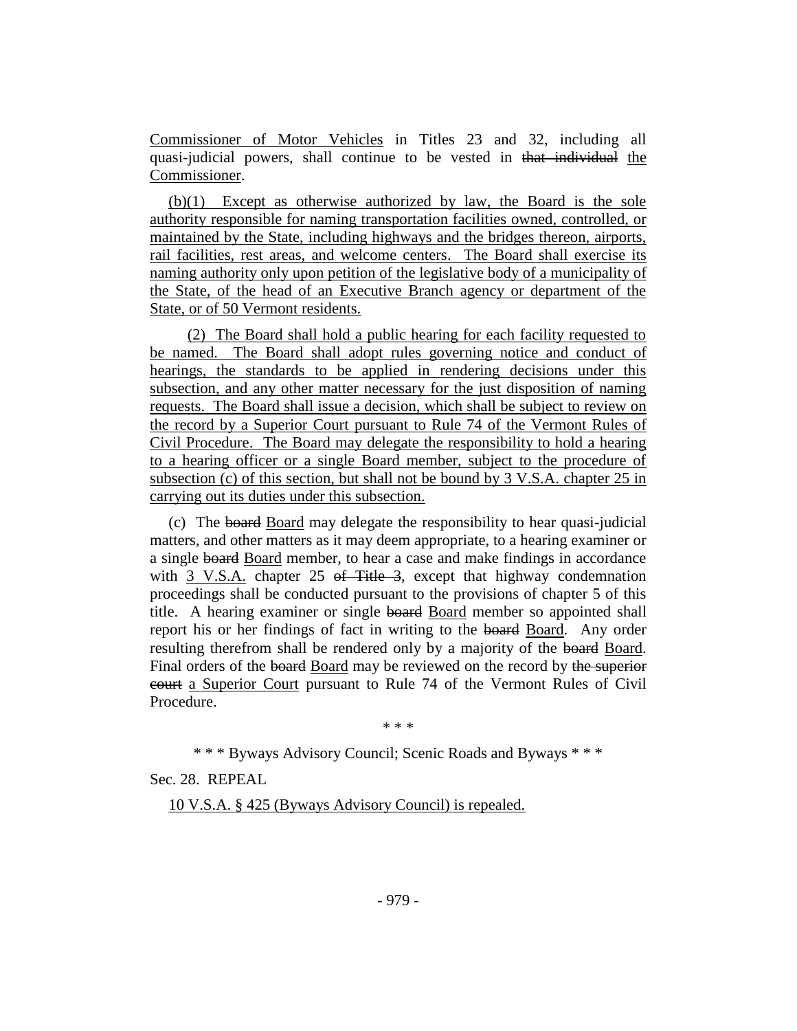Commissioner of Motor Vehicles in Titles 23 and 32, including all quasi-judicial powers, shall continue to be vested in ~~that individual~~ the Commissioner.

(b)(1) Except as otherwise authorized by law, the Board is the sole authority responsible for naming transportation facilities owned, controlled, or maintained by the State, including highways and the bridges thereon, airports, rail facilities, rest areas, and welcome centers. The Board shall exercise its naming authority only upon petition of the legislative body of a municipality of the State, of the head of an Executive Branch agency or department of the State, or of 50 Vermont residents.

(2) The Board shall hold a public hearing for each facility requested to be named. The Board shall adopt rules governing notice and conduct of hearings, the standards to be applied in rendering decisions under this subsection, and any other matter necessary for the just disposition of naming requests. The Board shall issue a decision, which shall be subject to review on the record by a Superior Court pursuant to Rule 74 of the Vermont Rules of Civil Procedure. The Board may delegate the responsibility to hold a hearing to a hearing officer or a single Board member, subject to the procedure of subsection (c) of this section, but shall not be bound by 3 V.S.A. chapter 25 in carrying out its duties under this subsection.

(c) The ~~board~~ Board may delegate the responsibility to hear quasi-judicial matters, and other matters as it may deem appropriate, to a hearing examiner or a single ~~board~~ Board member, to hear a case and make findings in accordance with 3 V.S.A. chapter 25 ~~of Title 3~~, except that highway condemnation proceedings shall be conducted pursuant to the provisions of chapter 5 of this title. A hearing examiner or single ~~board~~ Board member so appointed shall report his or her findings of fact in writing to the ~~board~~ Board. Any order resulting therefrom shall be rendered only by a majority of the ~~board~~ Board. Final orders of the ~~board~~ Board may be reviewed on the record by ~~the superior court~~ a Superior Court pursuant to Rule 74 of the Vermont Rules of Civil Procedure.

\* \* \*

\* \* \* Byways Advisory Council; Scenic Roads and Byways \* \* \*

Sec. 28. REPEAL

10 V.S.A. § 425 (Byways Advisory Council) is repealed.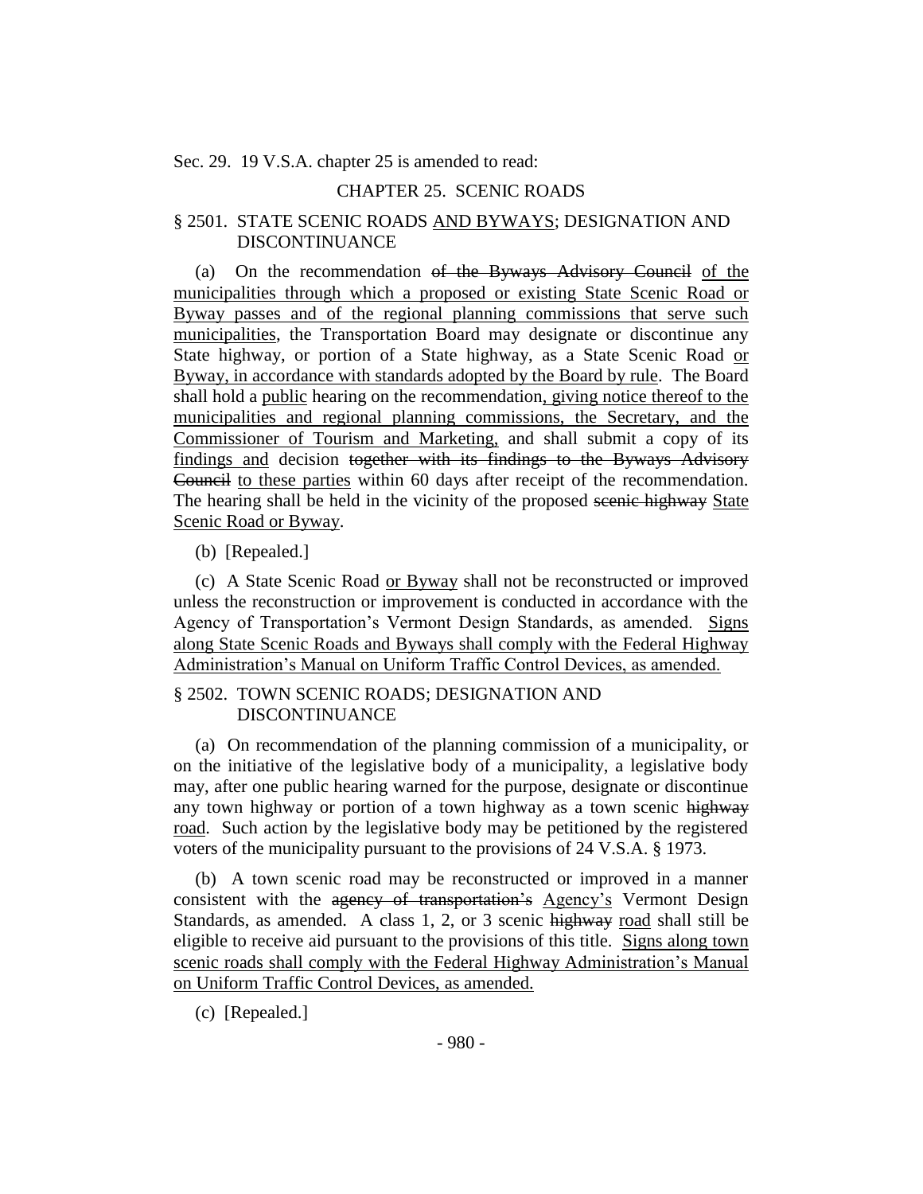Sec. 29. 19 V.S.A. chapter 25 is amended to read:

CHAPTER 25. SCENIC ROADS

§ 2501. STATE SCENIC ROADS <u>AND BYWAYS</u>; DESIGNATION AND DISCONTINUANCE

(a) On the recommendation ~~of the Byways Advisory Council~~ <u>of the municipalities through which a proposed or existing State Scenic Road or Byway passes and of the regional planning commissions that serve such municipalities</u>, the Transportation Board may designate or discontinue any State highway, or portion of a State highway, as a State Scenic Road <u>or Byway, in accordance with standards adopted by the Board by rule</u>. The Board shall hold a <u>public</u> hearing on the recommendation<u>, giving notice thereof to the municipalities and regional planning commissions, the Secretary, and the Commissioner of Tourism and Marketing,</u> and shall submit a copy of its <u>findings and</u> decision ~~together with its findings to the Byways Advisory Council~~ <u>to these parties</u> within 60 days after receipt of the recommendation. The hearing shall be held in the vicinity of the proposed ~~scenic highway~~ <u>State Scenic Road or Byway</u>.

(b) [Repealed.]

(c) A State Scenic Road <u>or Byway</u> shall not be reconstructed or improved unless the reconstruction or improvement is conducted in accordance with the Agency of Transportation's Vermont Design Standards, as amended. <u>Signs along State Scenic Roads and Byways shall comply with the Federal Highway Administration's Manual on Uniform Traffic Control Devices, as amended.</u>

§ 2502. TOWN SCENIC ROADS; DESIGNATION AND DISCONTINUANCE

(a) On recommendation of the planning commission of a municipality, or on the initiative of the legislative body of a municipality, a legislative body may, after one public hearing warned for the purpose, designate or discontinue any town highway or portion of a town highway as a town scenic ~~highway~~ <u>road</u>. Such action by the legislative body may be petitioned by the registered voters of the municipality pursuant to the provisions of 24 V.S.A. § 1973.

(b) A town scenic road may be reconstructed or improved in a manner consistent with the ~~agency of transportation's~~ <u>Agency's</u> Vermont Design Standards, as amended. A class 1, 2, or 3 scenic ~~highway~~ <u>road</u> shall still be eligible to receive aid pursuant to the provisions of this title. <u>Signs along town scenic roads shall comply with the Federal Highway Administration's Manual on Uniform Traffic Control Devices, as amended.</u>

(c) [Repealed.]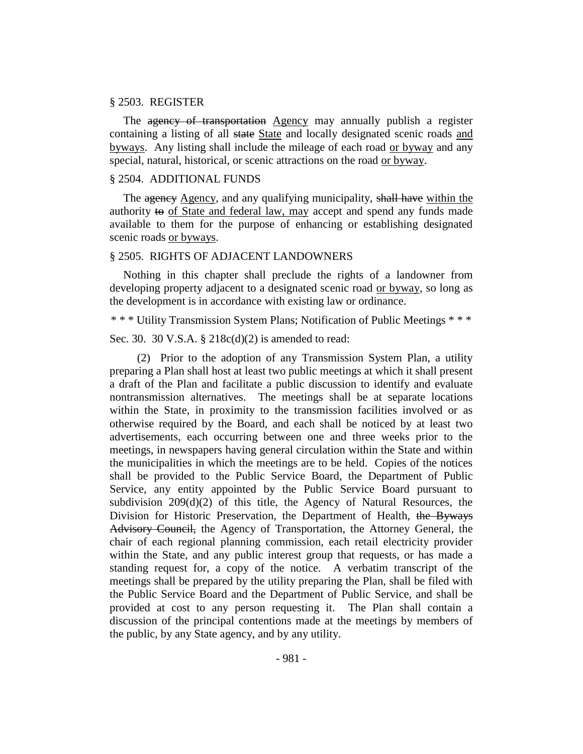§ 2503. REGISTER

The ~~agency of transportation~~ Agency may annually publish a register containing a listing of all ~~state~~ State and locally designated scenic roads and byways. Any listing shall include the mileage of each road or byway and any special, natural, historical, or scenic attractions on the road or byway.

§ 2504. ADDITIONAL FUNDS

The ~~agency~~ Agency, and any qualifying municipality, ~~shall have~~ within the authority ~~to~~ of State and federal law, may accept and spend any funds made available to them for the purpose of enhancing or establishing designated scenic roads or byways.

§ 2505. RIGHTS OF ADJACENT LANDOWNERS

Nothing in this chapter shall preclude the rights of a landowner from developing property adjacent to a designated scenic road or byway, so long as the development is in accordance with existing law or ordinance.

\* \* \* Utility Transmission System Plans; Notification of Public Meetings \* \* \*

Sec. 30. 30 V.S.A. § 218c(d)(2) is amended to read:

(2) Prior to the adoption of any Transmission System Plan, a utility preparing a Plan shall host at least two public meetings at which it shall present a draft of the Plan and facilitate a public discussion to identify and evaluate nontransmission alternatives. The meetings shall be at separate locations within the State, in proximity to the transmission facilities involved or as otherwise required by the Board, and each shall be noticed by at least two advertisements, each occurring between one and three weeks prior to the meetings, in newspapers having general circulation within the State and within the municipalities in which the meetings are to be held. Copies of the notices shall be provided to the Public Service Board, the Department of Public Service, any entity appointed by the Public Service Board pursuant to subdivision 209(d)(2) of this title, the Agency of Natural Resources, the Division for Historic Preservation, the Department of Health, ~~the Byways Advisory Council,~~ the Agency of Transportation, the Attorney General, the chair of each regional planning commission, each retail electricity provider within the State, and any public interest group that requests, or has made a standing request for, a copy of the notice. A verbatim transcript of the meetings shall be prepared by the utility preparing the Plan, shall be filed with the Public Service Board and the Department of Public Service, and shall be provided at cost to any person requesting it. The Plan shall contain a discussion of the principal contentions made at the meetings by members of the public, by any State agency, and by any utility.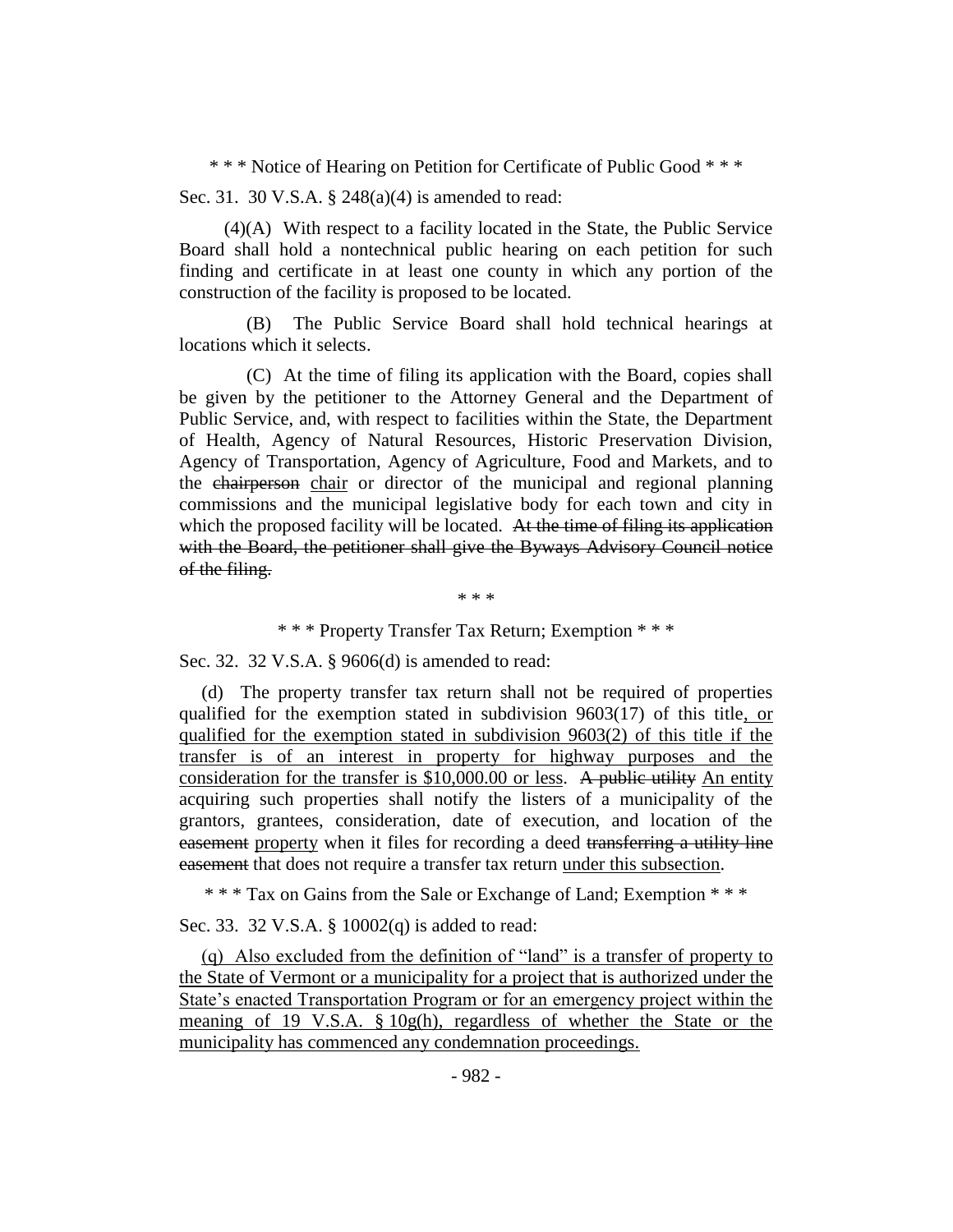\* \* \* Notice of Hearing on Petition for Certificate of Public Good \* \* \*

Sec. 31. 30 V.S.A. § 248(a)(4) is amended to read:

(4)(A) With respect to a facility located in the State, the Public Service Board shall hold a nontechnical public hearing on each petition for such finding and certificate in at least one county in which any portion of the construction of the facility is proposed to be located.

(B) The Public Service Board shall hold technical hearings at locations which it selects.

(C) At the time of filing its application with the Board, copies shall be given by the petitioner to the Attorney General and the Department of Public Service, and, with respect to facilities within the State, the Department of Health, Agency of Natural Resources, Historic Preservation Division, Agency of Transportation, Agency of Agriculture, Food and Markets, and to the ~~chairperson~~ <u>chair</u> or director of the municipal and regional planning commissions and the municipal legislative body for each town and city in which the proposed facility will be located. ~~At the time of filing its application with the Board, the petitioner shall give the Byways Advisory Council notice of the filing.~~

\* \* \*

\* \* \* Property Transfer Tax Return; Exemption \* \* \*

Sec. 32. 32 V.S.A. § 9606(d) is amended to read:

(d) The property transfer tax return shall not be required of properties qualified for the exemption stated in subdivision 9603(17) of this title<u>, or qualified for the exemption stated in subdivision 9603(2) of this title if the transfer is of an interest in property for highway purposes and the consideration for the transfer is $10,000.00 or less</u>. ~~A public utility~~ <u>An entity</u> acquiring such properties shall notify the listers of a municipality of the grantors, grantees, consideration, date of execution, and location of the ~~easement~~ <u>property</u> when it files for recording a deed ~~transferring a utility line easement~~ that does not require a transfer tax return <u>under this subsection</u>.

\* \* \* Tax on Gains from the Sale or Exchange of Land; Exemption \* \* \*

Sec. 33. 32 V.S.A. § 10002(q) is added to read:

<u>(q) Also excluded from the definition of "land" is a transfer of property to the State of Vermont or a municipality for a project that is authorized under the State's enacted Transportation Program or for an emergency project within the meaning of 19 V.S.A. § 10g(h), regardless of whether the State or the municipality has commenced any condemnation proceedings.</u>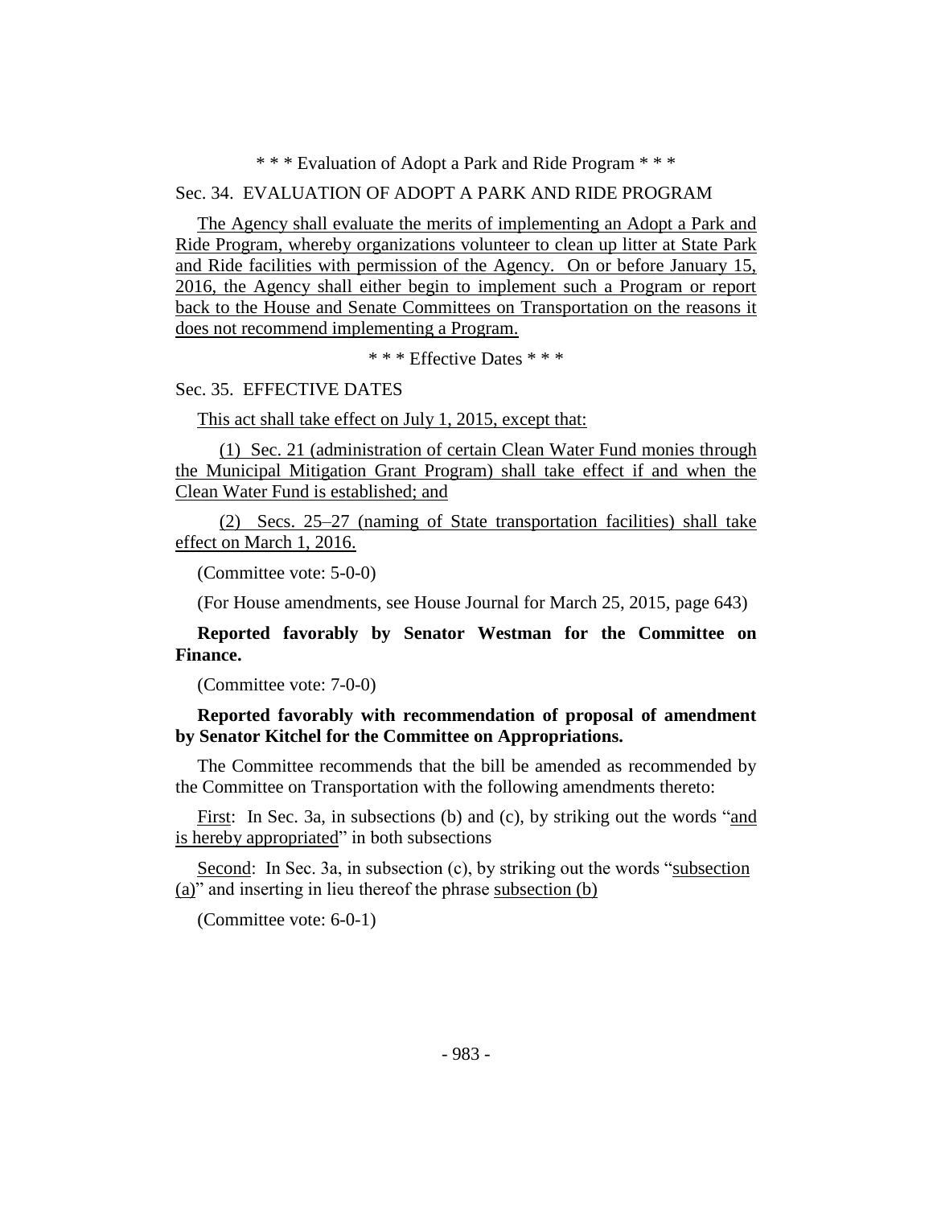\* \* \* Evaluation of Adopt a Park and Ride Program \* \* \*

Sec. 34. EVALUATION OF ADOPT A PARK AND RIDE PROGRAM

The Agency shall evaluate the merits of implementing an Adopt a Park and Ride Program, whereby organizations volunteer to clean up litter at State Park and Ride facilities with permission of the Agency. On or before January 15, 2016, the Agency shall either begin to implement such a Program or report back to the House and Senate Committees on Transportation on the reasons it does not recommend implementing a Program.

\* \* \* Effective Dates \* \* \*

Sec. 35. EFFECTIVE DATES

This act shall take effect on July 1, 2015, except that:

(1) Sec. 21 (administration of certain Clean Water Fund monies through the Municipal Mitigation Grant Program) shall take effect if and when the Clean Water Fund is established; and

(2) Secs. 25–27 (naming of State transportation facilities) shall take effect on March 1, 2016.

(Committee vote: 5-0-0)

(For House amendments, see House Journal for March 25, 2015, page 643)

**Reported favorably by Senator Westman for the Committee on Finance.**

(Committee vote: 7-0-0)

**Reported favorably with recommendation of proposal of amendment by Senator Kitchel for the Committee on Appropriations.**

The Committee recommends that the bill be amended as recommended by the Committee on Transportation with the following amendments thereto:

First: In Sec. 3a, in subsections (b) and (c), by striking out the words "and is hereby appropriated" in both subsections

Second: In Sec. 3a, in subsection (c), by striking out the words "subsection (a)" and inserting in lieu thereof the phrase subsection (b)

(Committee vote: 6-0-1)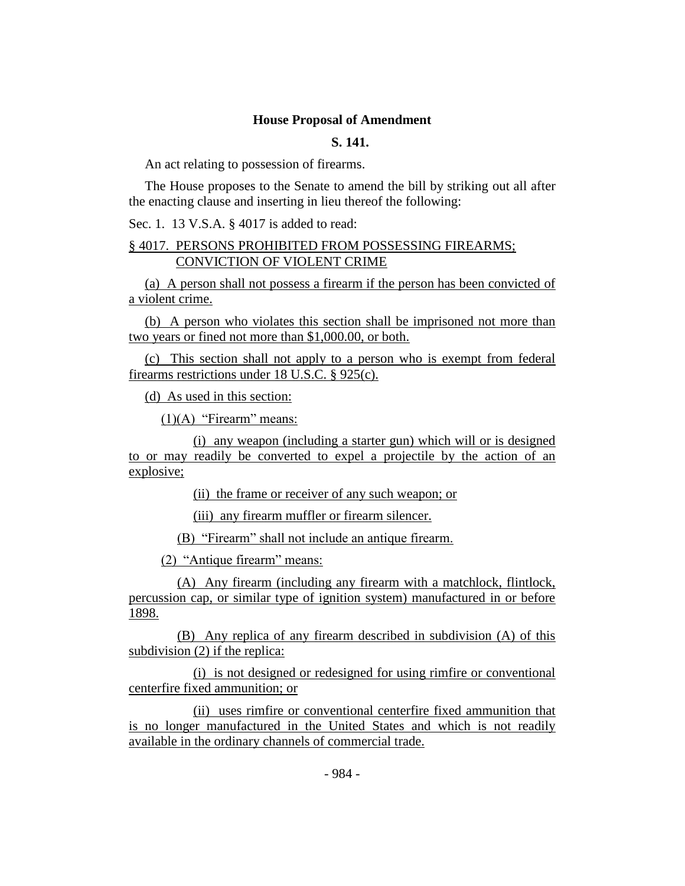**House Proposal of Amendment**

**S. 141.**

An act relating to possession of firearms.

The House proposes to the Senate to amend the bill by striking out all after the enacting clause and inserting in lieu thereof the following:

Sec. 1. 13 V.S.A. § 4017 is added to read:

§ 4017. PERSONS PROHIBITED FROM POSSESSING FIREARMS; CONVICTION OF VIOLENT CRIME

(a) A person shall not possess a firearm if the person has been convicted of a violent crime.

(b) A person who violates this section shall be imprisoned not more than two years or fined not more than $1,000.00, or both.

(c) This section shall not apply to a person who is exempt from federal firearms restrictions under 18 U.S.C. § 925(c).

(d) As used in this section:

(1)(A) "Firearm" means:

(i) any weapon (including a starter gun) which will or is designed to or may readily be converted to expel a projectile by the action of an explosive;

(ii) the frame or receiver of any such weapon; or

(iii) any firearm muffler or firearm silencer.

(B) "Firearm" shall not include an antique firearm.

(2) "Antique firearm" means:

(A) Any firearm (including any firearm with a matchlock, flintlock, percussion cap, or similar type of ignition system) manufactured in or before 1898.

(B) Any replica of any firearm described in subdivision (A) of this subdivision (2) if the replica:

(i) is not designed or redesigned for using rimfire or conventional centerfire fixed ammunition; or

(ii) uses rimfire or conventional centerfire fixed ammunition that is no longer manufactured in the United States and which is not readily available in the ordinary channels of commercial trade.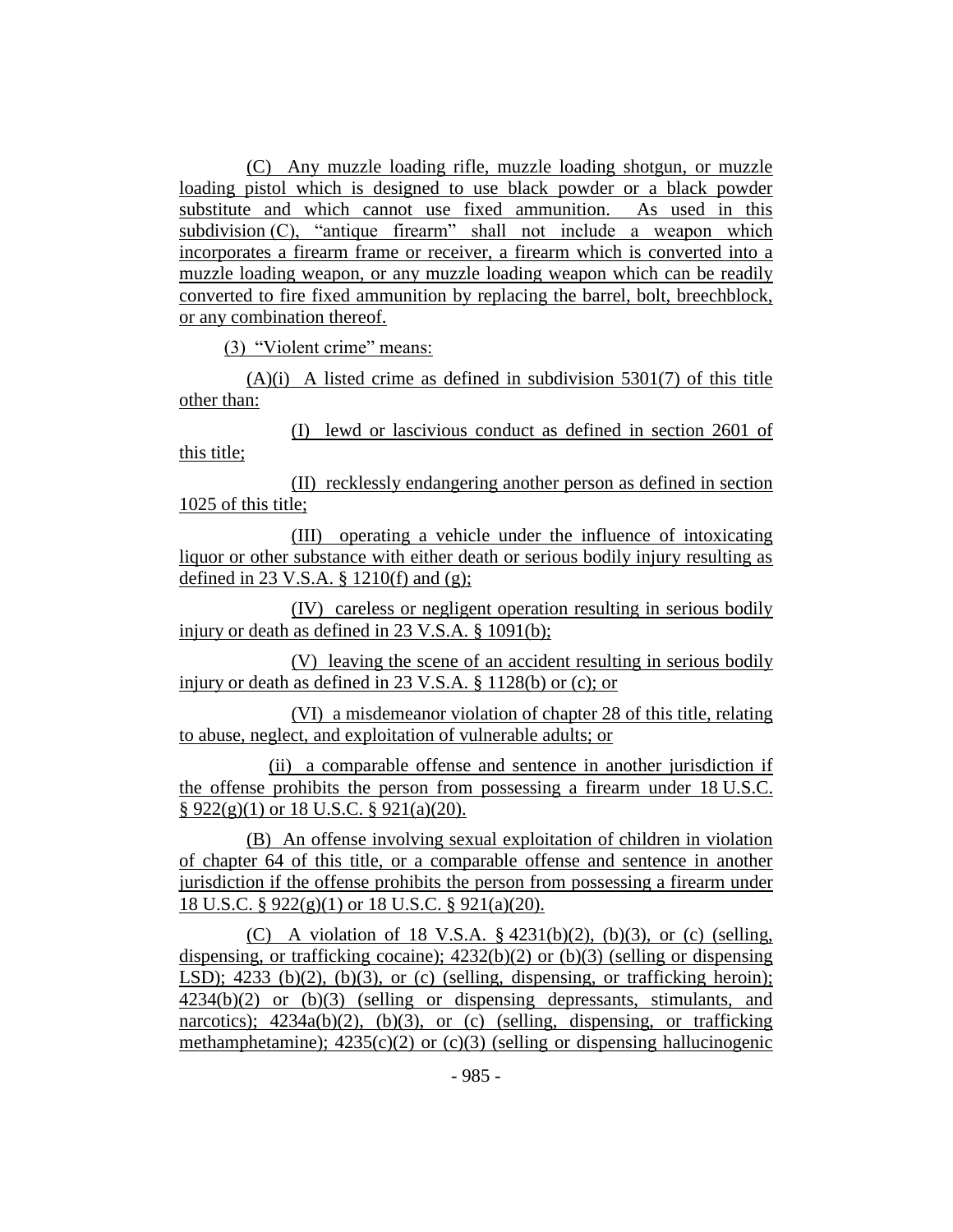(C) Any muzzle loading rifle, muzzle loading shotgun, or muzzle loading pistol which is designed to use black powder or a black powder substitute and which cannot use fixed ammunition. As used in this subdivision (C), "antique firearm" shall not include a weapon which incorporates a firearm frame or receiver, a firearm which is converted into a muzzle loading weapon, or any muzzle loading weapon which can be readily converted to fire fixed ammunition by replacing the barrel, bolt, breechblock, or any combination thereof.

(3) "Violent crime" means:

(A)(i) A listed crime as defined in subdivision 5301(7) of this title other than:

(I) lewd or lascivious conduct as defined in section 2601 of this title;

(II) recklessly endangering another person as defined in section 1025 of this title;

(III) operating a vehicle under the influence of intoxicating liquor or other substance with either death or serious bodily injury resulting as defined in 23 V.S.A. § 1210(f) and (g);

(IV) careless or negligent operation resulting in serious bodily injury or death as defined in 23 V.S.A. § 1091(b);

(V) leaving the scene of an accident resulting in serious bodily injury or death as defined in 23 V.S.A. § 1128(b) or (c); or

(VI) a misdemeanor violation of chapter 28 of this title, relating to abuse, neglect, and exploitation of vulnerable adults; or

(ii) a comparable offense and sentence in another jurisdiction if the offense prohibits the person from possessing a firearm under 18 U.S.C. § 922(g)(1) or 18 U.S.C. § 921(a)(20).

(B) An offense involving sexual exploitation of children in violation of chapter 64 of this title, or a comparable offense and sentence in another jurisdiction if the offense prohibits the person from possessing a firearm under 18 U.S.C. § 922(g)(1) or 18 U.S.C. § 921(a)(20).

(C) A violation of 18 V.S.A. § 4231(b)(2), (b)(3), or (c) (selling, dispensing, or trafficking cocaine); 4232(b)(2) or (b)(3) (selling or dispensing LSD); 4233 (b)(2), (b)(3), or (c) (selling, dispensing, or trafficking heroin); 4234(b)(2) or (b)(3) (selling or dispensing depressants, stimulants, and narcotics); 4234a(b)(2), (b)(3), or (c) (selling, dispensing, or trafficking methamphetamine); 4235(c)(2) or (c)(3) (selling or dispensing hallucinogenic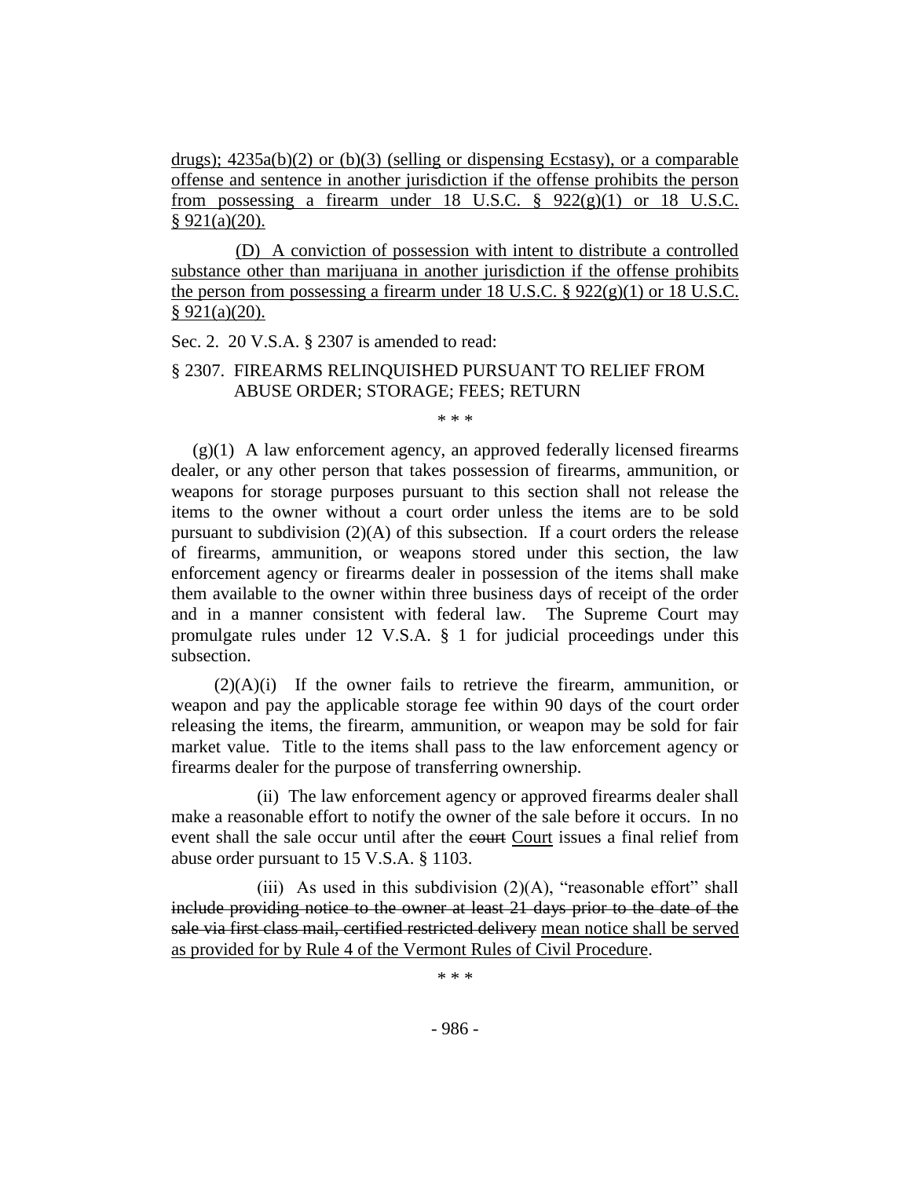drugs); 4235a(b)(2) or (b)(3) (selling or dispensing Ecstasy), or a comparable offense and sentence in another jurisdiction if the offense prohibits the person from possessing a firearm under 18 U.S.C. § 922(g)(1) or 18 U.S.C. § 921(a)(20).

(D) A conviction of possession with intent to distribute a controlled substance other than marijuana in another jurisdiction if the offense prohibits the person from possessing a firearm under 18 U.S.C. § 922(g)(1) or 18 U.S.C. § 921(a)(20).

Sec. 2. 20 V.S.A. § 2307 is amended to read:

§ 2307. FIREARMS RELINQUISHED PURSUANT TO RELIEF FROM ABUSE ORDER; STORAGE; FEES; RETURN

\* \* \*

(g)(1) A law enforcement agency, an approved federally licensed firearms dealer, or any other person that takes possession of firearms, ammunition, or weapons for storage purposes pursuant to this section shall not release the items to the owner without a court order unless the items are to be sold pursuant to subdivision (2)(A) of this subsection. If a court orders the release of firearms, ammunition, or weapons stored under this section, the law enforcement agency or firearms dealer in possession of the items shall make them available to the owner within three business days of receipt of the order and in a manner consistent with federal law. The Supreme Court may promulgate rules under 12 V.S.A. § 1 for judicial proceedings under this subsection.

(2)(A)(i) If the owner fails to retrieve the firearm, ammunition, or weapon and pay the applicable storage fee within 90 days of the court order releasing the items, the firearm, ammunition, or weapon may be sold for fair market value. Title to the items shall pass to the law enforcement agency or firearms dealer for the purpose of transferring ownership.

(ii) The law enforcement agency or approved firearms dealer shall make a reasonable effort to notify the owner of the sale before it occurs. In no event shall the sale occur until after the ~~court~~ Court issues a final relief from abuse order pursuant to 15 V.S.A. § 1103.

(iii) As used in this subdivision (2)(A), "reasonable effort" shall ~~include providing notice to the owner at least 21 days prior to the date of the sale via first class mail, certified restricted delivery~~ mean notice shall be served as provided for by Rule 4 of the Vermont Rules of Civil Procedure.

\* \* \*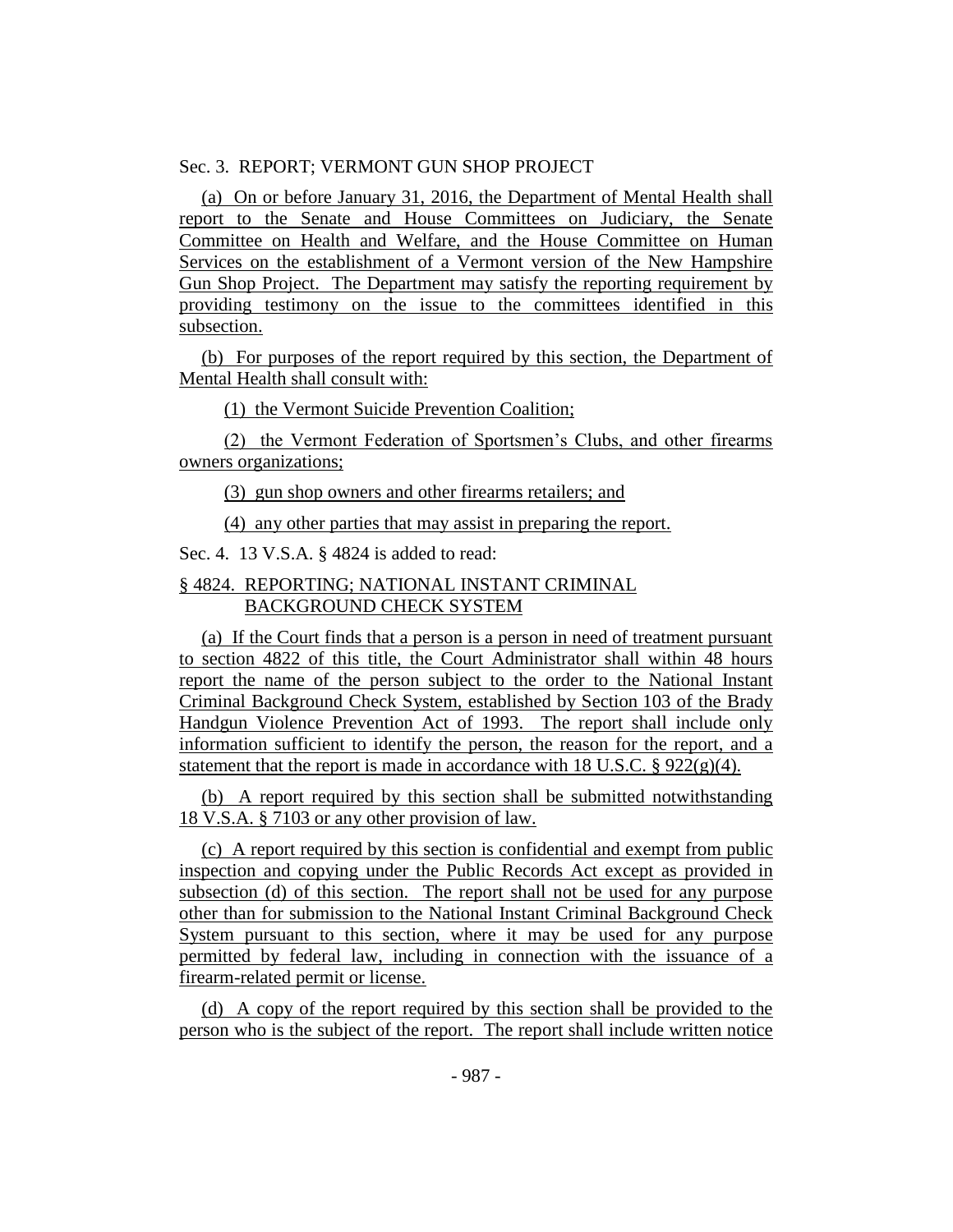Sec. 3. REPORT; VERMONT GUN SHOP PROJECT

(a) On or before January 31, 2016, the Department of Mental Health shall report to the Senate and House Committees on Judiciary, the Senate Committee on Health and Welfare, and the House Committee on Human Services on the establishment of a Vermont version of the New Hampshire Gun Shop Project. The Department may satisfy the reporting requirement by providing testimony on the issue to the committees identified in this subsection.

(b) For purposes of the report required by this section, the Department of Mental Health shall consult with:

(1) the Vermont Suicide Prevention Coalition;

(2) the Vermont Federation of Sportsmen's Clubs, and other firearms owners organizations;

(3) gun shop owners and other firearms retailers; and

(4) any other parties that may assist in preparing the report.

Sec. 4. 13 V.S.A. § 4824 is added to read:

§ 4824. REPORTING; NATIONAL INSTANT CRIMINAL BACKGROUND CHECK SYSTEM

(a) If the Court finds that a person is a person in need of treatment pursuant to section 4822 of this title, the Court Administrator shall within 48 hours report the name of the person subject to the order to the National Instant Criminal Background Check System, established by Section 103 of the Brady Handgun Violence Prevention Act of 1993. The report shall include only information sufficient to identify the person, the reason for the report, and a statement that the report is made in accordance with 18 U.S.C. § 922(g)(4).

(b) A report required by this section shall be submitted notwithstanding 18 V.S.A. § 7103 or any other provision of law.

(c) A report required by this section is confidential and exempt from public inspection and copying under the Public Records Act except as provided in subsection (d) of this section. The report shall not be used for any purpose other than for submission to the National Instant Criminal Background Check System pursuant to this section, where it may be used for any purpose permitted by federal law, including in connection with the issuance of a firearm-related permit or license.

(d) A copy of the report required by this section shall be provided to the person who is the subject of the report. The report shall include written notice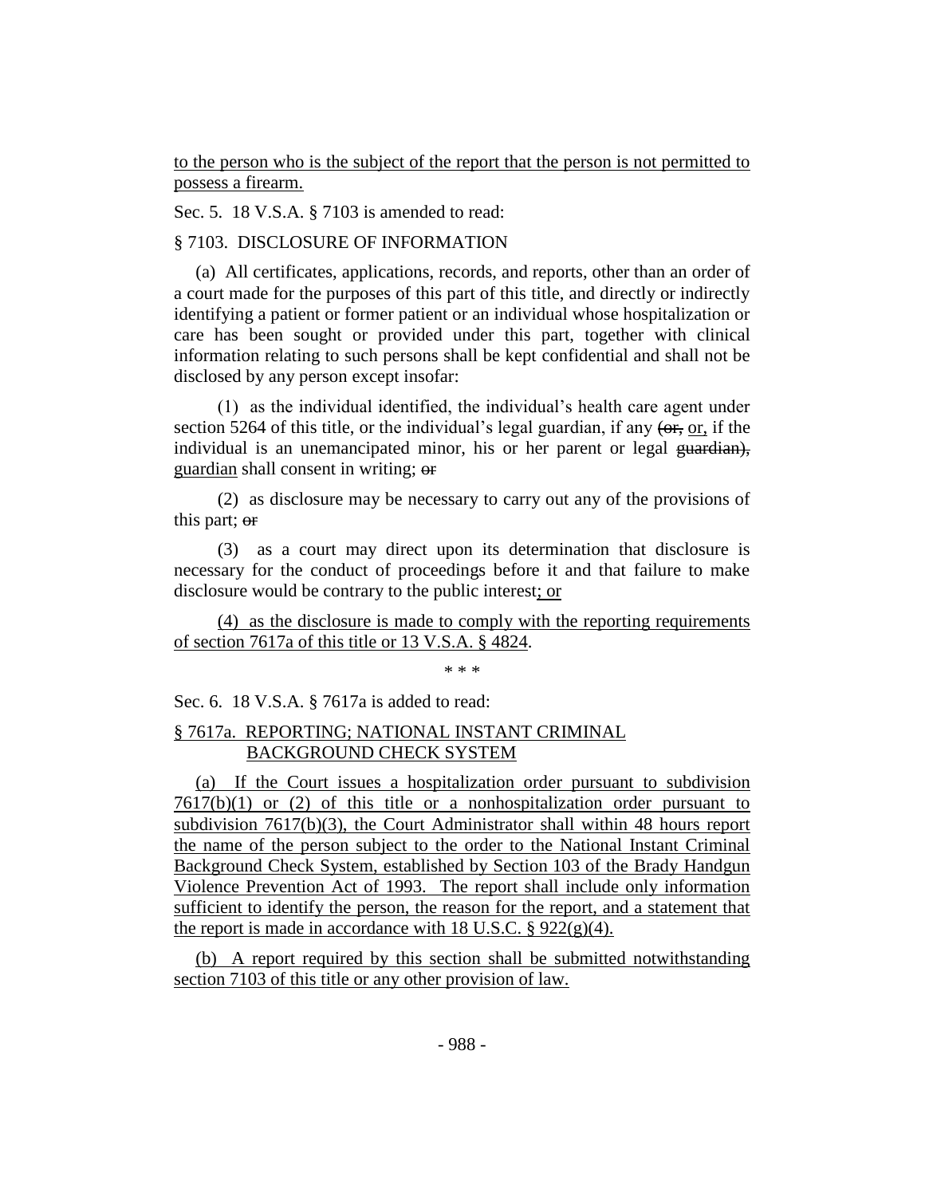to the person who is the subject of the report that the person is not permitted to possess a firearm.

Sec. 5. 18 V.S.A. § 7103 is amended to read:

§ 7103. DISCLOSURE OF INFORMATION

(a) All certificates, applications, records, and reports, other than an order of a court made for the purposes of this part of this title, and directly or indirectly identifying a patient or former patient or an individual whose hospitalization or care has been sought or provided under this part, together with clinical information relating to such persons shall be kept confidential and shall not be disclosed by any person except insofar:

(1) as the individual identified, the individual's health care agent under section 5264 of this title, or the individual's legal guardian, if any ~~(or,~~ or, if the individual is an unemancipated minor, his or her parent or legal ~~guardian),~~ guardian shall consent in writing; ~~or~~

(2) as disclosure may be necessary to carry out any of the provisions of this part; ~~or~~

(3) as a court may direct upon its determination that disclosure is necessary for the conduct of proceedings before it and that failure to make disclosure would be contrary to the public interest; or

(4) as the disclosure is made to comply with the reporting requirements of section 7617a of this title or 13 V.S.A. § 4824.

\* \* \*

Sec. 6. 18 V.S.A. § 7617a is added to read:

§ 7617a. REPORTING; NATIONAL INSTANT CRIMINAL BACKGROUND CHECK SYSTEM

(a) If the Court issues a hospitalization order pursuant to subdivision 7617(b)(1) or (2) of this title or a nonhospitalization order pursuant to subdivision 7617(b)(3), the Court Administrator shall within 48 hours report the name of the person subject to the order to the National Instant Criminal Background Check System, established by Section 103 of the Brady Handgun Violence Prevention Act of 1993. The report shall include only information sufficient to identify the person, the reason for the report, and a statement that the report is made in accordance with 18 U.S.C. § 922(g)(4).

(b) A report required by this section shall be submitted notwithstanding section 7103 of this title or any other provision of law.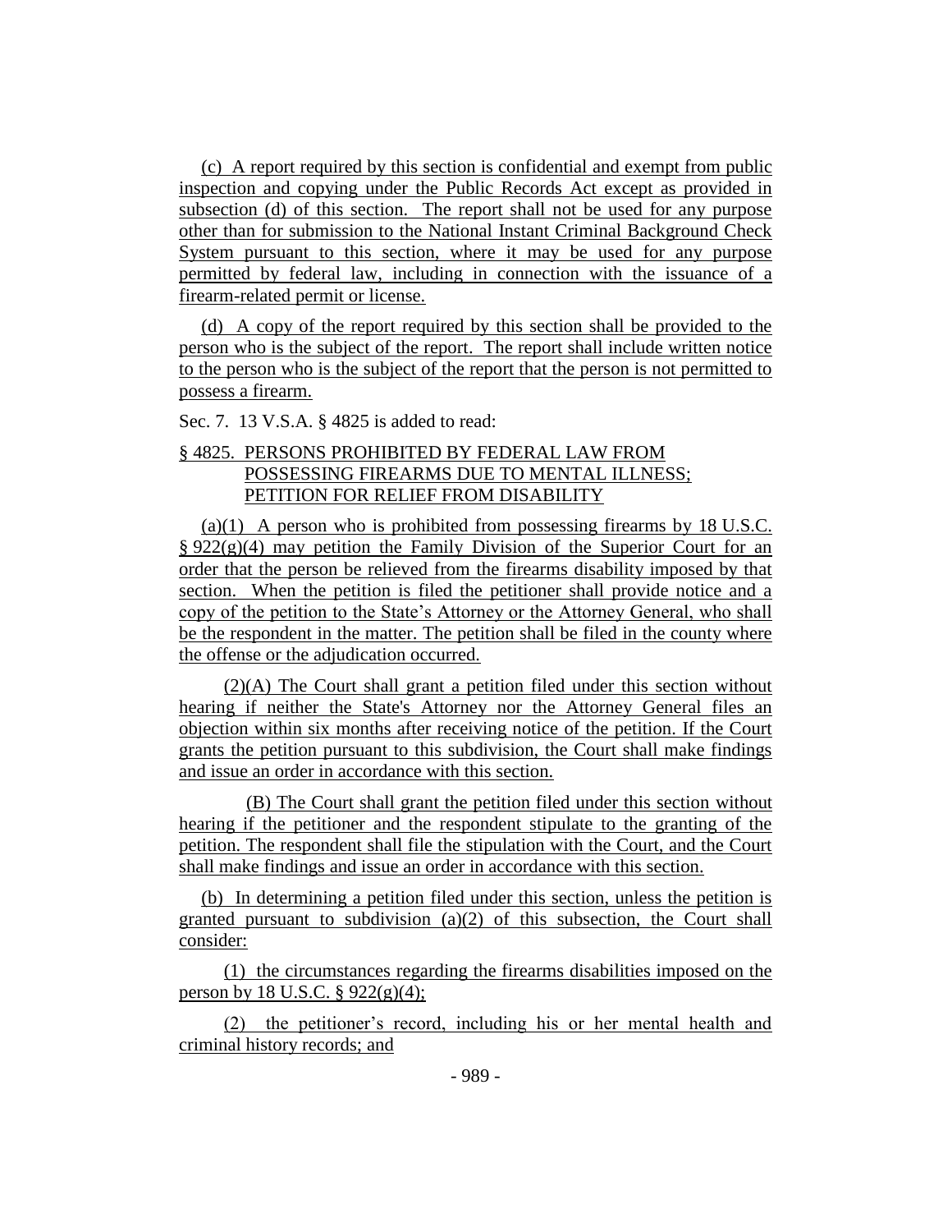(c) A report required by this section is confidential and exempt from public inspection and copying under the Public Records Act except as provided in subsection (d) of this section. The report shall not be used for any purpose other than for submission to the National Instant Criminal Background Check System pursuant to this section, where it may be used for any purpose permitted by federal law, including in connection with the issuance of a firearm-related permit or license.

(d) A copy of the report required by this section shall be provided to the person who is the subject of the report. The report shall include written notice to the person who is the subject of the report that the person is not permitted to possess a firearm.

Sec. 7. 13 V.S.A. § 4825 is added to read:

§ 4825. PERSONS PROHIBITED BY FEDERAL LAW FROM POSSESSING FIREARMS DUE TO MENTAL ILLNESS; PETITION FOR RELIEF FROM DISABILITY

(a)(1) A person who is prohibited from possessing firearms by 18 U.S.C. § 922(g)(4) may petition the Family Division of the Superior Court for an order that the person be relieved from the firearms disability imposed by that section. When the petition is filed the petitioner shall provide notice and a copy of the petition to the State's Attorney or the Attorney General, who shall be the respondent in the matter. The petition shall be filed in the county where the offense or the adjudication occurred.

(2)(A) The Court shall grant a petition filed under this section without hearing if neither the State's Attorney nor the Attorney General files an objection within six months after receiving notice of the petition. If the Court grants the petition pursuant to this subdivision, the Court shall make findings and issue an order in accordance with this section.

(B) The Court shall grant the petition filed under this section without hearing if the petitioner and the respondent stipulate to the granting of the petition. The respondent shall file the stipulation with the Court, and the Court shall make findings and issue an order in accordance with this section.

(b) In determining a petition filed under this section, unless the petition is granted pursuant to subdivision (a)(2) of this subsection, the Court shall consider:

(1) the circumstances regarding the firearms disabilities imposed on the person by 18 U.S.C. § 922(g)(4);

(2) the petitioner's record, including his or her mental health and criminal history records; and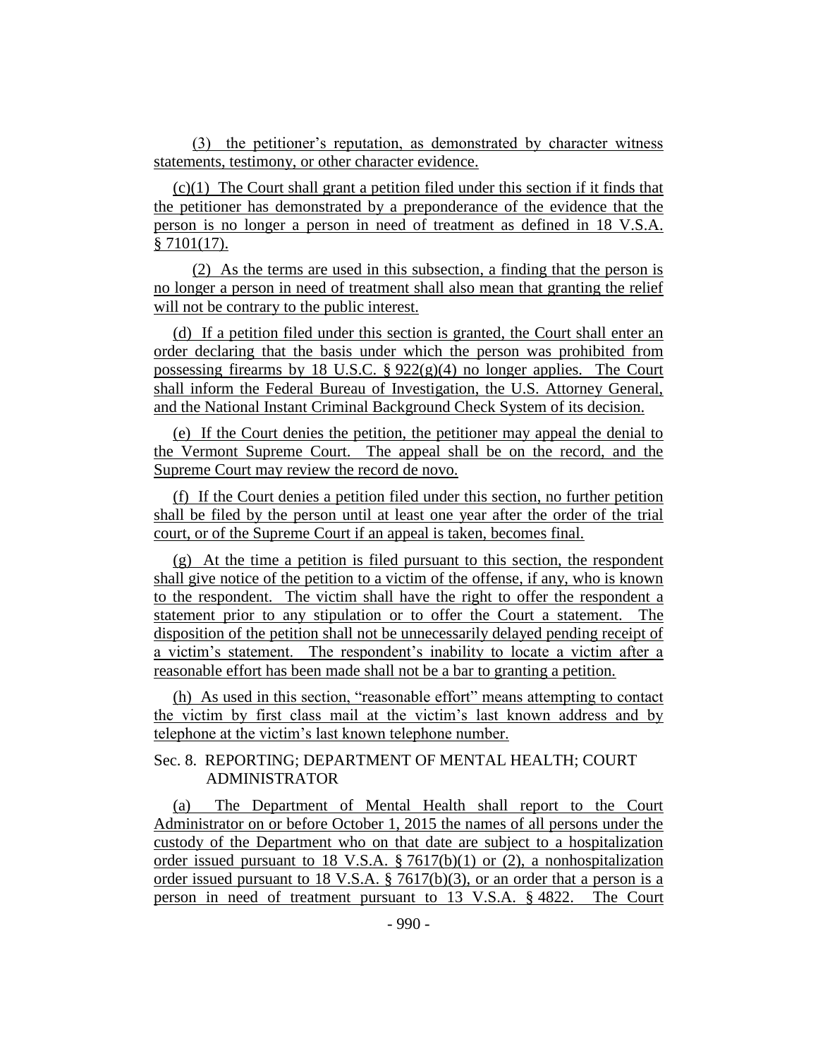(3) the petitioner's reputation, as demonstrated by character witness statements, testimony, or other character evidence.

(c)(1) The Court shall grant a petition filed under this section if it finds that the petitioner has demonstrated by a preponderance of the evidence that the person is no longer a person in need of treatment as defined in 18 V.S.A. § 7101(17).

(2) As the terms are used in this subsection, a finding that the person is no longer a person in need of treatment shall also mean that granting the relief will not be contrary to the public interest.

(d) If a petition filed under this section is granted, the Court shall enter an order declaring that the basis under which the person was prohibited from possessing firearms by 18 U.S.C. § 922(g)(4) no longer applies. The Court shall inform the Federal Bureau of Investigation, the U.S. Attorney General, and the National Instant Criminal Background Check System of its decision.

(e) If the Court denies the petition, the petitioner may appeal the denial to the Vermont Supreme Court. The appeal shall be on the record, and the Supreme Court may review the record de novo.

(f) If the Court denies a petition filed under this section, no further petition shall be filed by the person until at least one year after the order of the trial court, or of the Supreme Court if an appeal is taken, becomes final.

(g) At the time a petition is filed pursuant to this section, the respondent shall give notice of the petition to a victim of the offense, if any, who is known to the respondent. The victim shall have the right to offer the respondent a statement prior to any stipulation or to offer the Court a statement. The disposition of the petition shall not be unnecessarily delayed pending receipt of a victim's statement. The respondent's inability to locate a victim after a reasonable effort has been made shall not be a bar to granting a petition.

(h) As used in this section, "reasonable effort" means attempting to contact the victim by first class mail at the victim's last known address and by telephone at the victim's last known telephone number.

Sec. 8. REPORTING; DEPARTMENT OF MENTAL HEALTH; COURT ADMINISTRATOR

(a) The Department of Mental Health shall report to the Court Administrator on or before October 1, 2015 the names of all persons under the custody of the Department who on that date are subject to a hospitalization order issued pursuant to 18 V.S.A. § 7617(b)(1) or (2), a nonhospitalization order issued pursuant to 18 V.S.A. § 7617(b)(3), or an order that a person is a person in need of treatment pursuant to 13 V.S.A. § 4822. The Court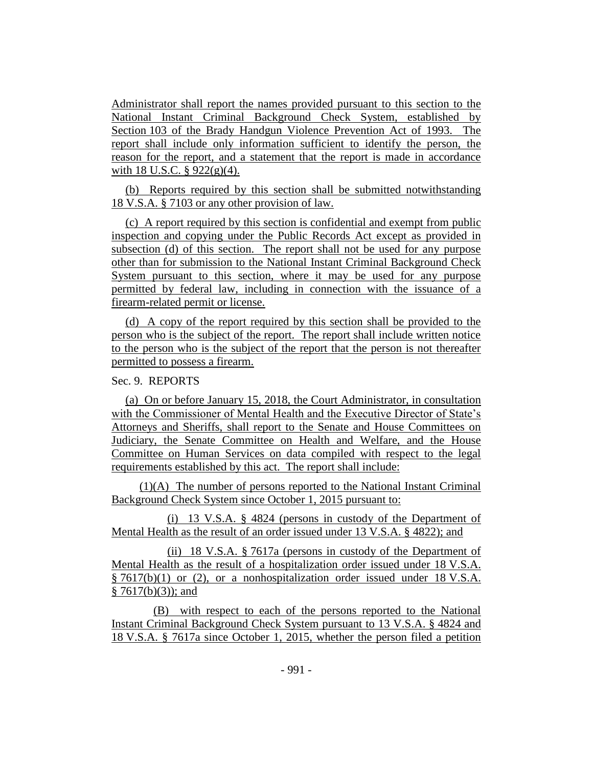Administrator shall report the names provided pursuant to this section to the National Instant Criminal Background Check System, established by Section 103 of the Brady Handgun Violence Prevention Act of 1993. The report shall include only information sufficient to identify the person, the reason for the report, and a statement that the report is made in accordance with 18 U.S.C. § 922(g)(4).

(b) Reports required by this section shall be submitted notwithstanding 18 V.S.A. § 7103 or any other provision of law.

(c) A report required by this section is confidential and exempt from public inspection and copying under the Public Records Act except as provided in subsection (d) of this section. The report shall not be used for any purpose other than for submission to the National Instant Criminal Background Check System pursuant to this section, where it may be used for any purpose permitted by federal law, including in connection with the issuance of a firearm-related permit or license.

(d) A copy of the report required by this section shall be provided to the person who is the subject of the report. The report shall include written notice to the person who is the subject of the report that the person is not thereafter permitted to possess a firearm.

Sec. 9. REPORTS

(a) On or before January 15, 2018, the Court Administrator, in consultation with the Commissioner of Mental Health and the Executive Director of State's Attorneys and Sheriffs, shall report to the Senate and House Committees on Judiciary, the Senate Committee on Health and Welfare, and the House Committee on Human Services on data compiled with respect to the legal requirements established by this act. The report shall include:

(1)(A) The number of persons reported to the National Instant Criminal Background Check System since October 1, 2015 pursuant to:

(i) 13 V.S.A. § 4824 (persons in custody of the Department of Mental Health as the result of an order issued under 13 V.S.A. § 4822); and

(ii) 18 V.S.A. § 7617a (persons in custody of the Department of Mental Health as the result of a hospitalization order issued under 18 V.S.A. § 7617(b)(1) or (2), or a nonhospitalization order issued under 18 V.S.A. § 7617(b)(3)); and

(B) with respect to each of the persons reported to the National Instant Criminal Background Check System pursuant to 13 V.S.A. § 4824 and 18 V.S.A. § 7617a since October 1, 2015, whether the person filed a petition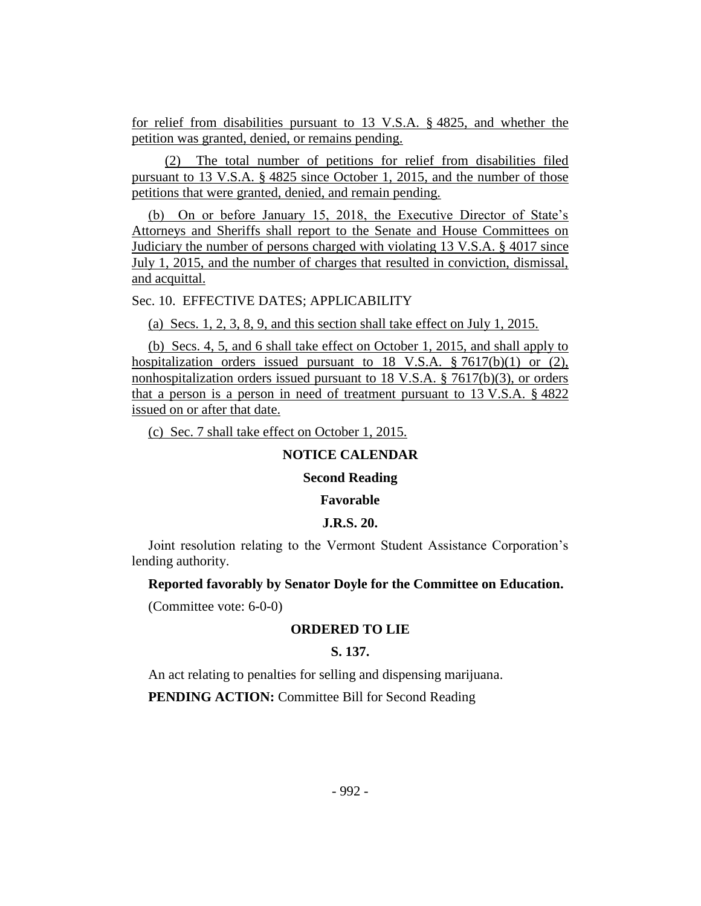for relief from disabilities pursuant to 13 V.S.A. § 4825, and whether the petition was granted, denied, or remains pending.

(2) The total number of petitions for relief from disabilities filed pursuant to 13 V.S.A. § 4825 since October 1, 2015, and the number of those petitions that were granted, denied, and remain pending.

(b) On or before January 15, 2018, the Executive Director of State's Attorneys and Sheriffs shall report to the Senate and House Committees on Judiciary the number of persons charged with violating 13 V.S.A. § 4017 since July 1, 2015, and the number of charges that resulted in conviction, dismissal, and acquittal.

Sec. 10. EFFECTIVE DATES; APPLICABILITY

(a) Secs. 1, 2, 3, 8, 9, and this section shall take effect on July 1, 2015.

(b) Secs. 4, 5, and 6 shall take effect on October 1, 2015, and shall apply to hospitalization orders issued pursuant to 18 V.S.A. § 7617(b)(1) or (2), nonhospitalization orders issued pursuant to 18 V.S.A. § 7617(b)(3), or orders that a person is a person in need of treatment pursuant to 13 V.S.A. § 4822 issued on or after that date.

(c) Sec. 7 shall take effect on October 1, 2015.

## NOTICE CALENDAR

### Second Reading

### Favorable

### J.R.S. 20.

Joint resolution relating to the Vermont Student Assistance Corporation's lending authority.

**Reported favorably by Senator Doyle for the Committee on Education.**

(Committee vote: 6-0-0)

## ORDERED TO LIE

### S. 137.

An act relating to penalties for selling and dispensing marijuana.

**PENDING ACTION:** Committee Bill for Second Reading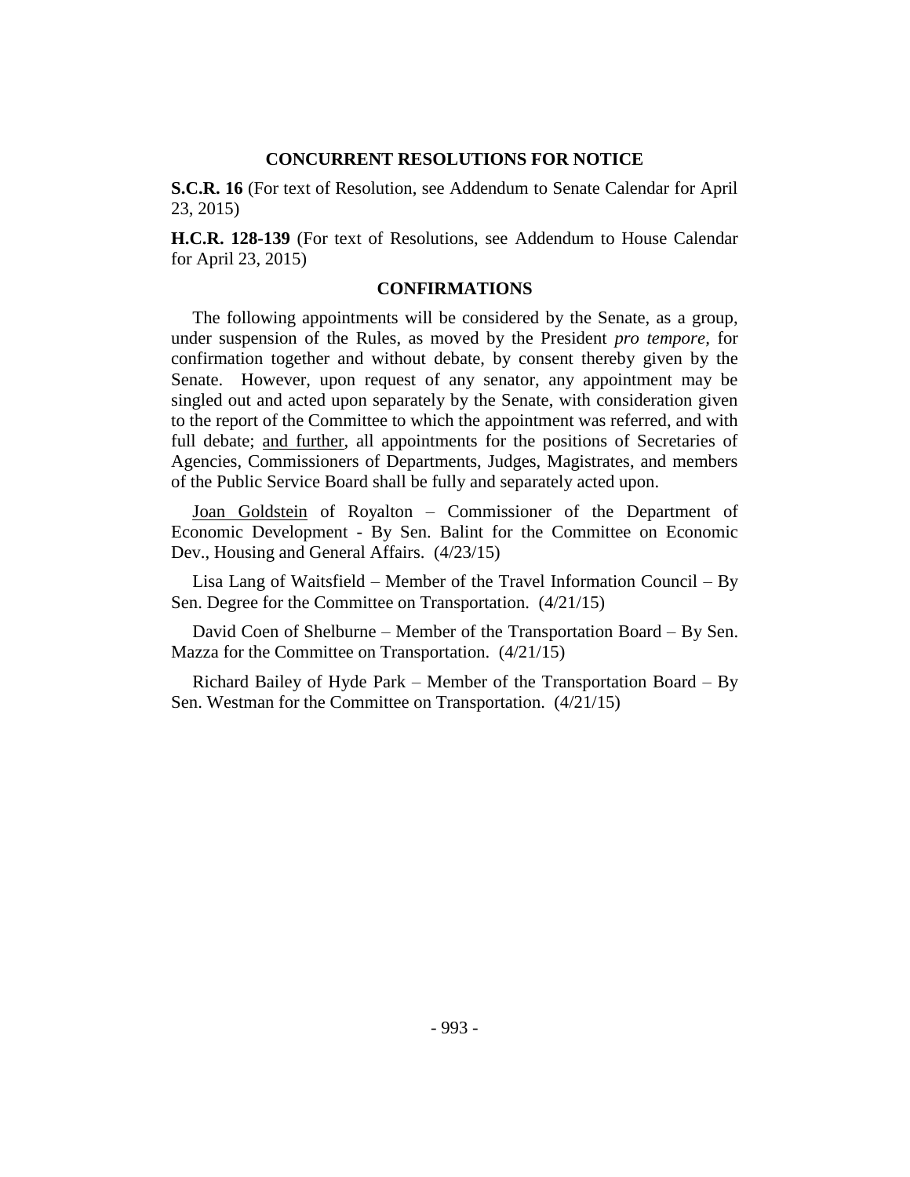## CONCURRENT RESOLUTIONS FOR NOTICE

**S.C.R. 16** (For text of Resolution, see Addendum to Senate Calendar for April 23, 2015)

**H.C.R. 128-139** (For text of Resolutions, see Addendum to House Calendar for April 23, 2015)

## CONFIRMATIONS

The following appointments will be considered by the Senate, as a group, under suspension of the Rules, as moved by the President *pro tempore,* for confirmation together and without debate, by consent thereby given by the Senate. However, upon request of any senator, any appointment may be singled out and acted upon separately by the Senate, with consideration given to the report of the Committee to which the appointment was referred, and with full debate; and further, all appointments for the positions of Secretaries of Agencies, Commissioners of Departments, Judges, Magistrates, and members of the Public Service Board shall be fully and separately acted upon.

Joan Goldstein of Royalton – Commissioner of the Department of Economic Development - By Sen. Balint for the Committee on Economic Dev., Housing and General Affairs. (4/23/15)

Lisa Lang of Waitsfield – Member of the Travel Information Council – By Sen. Degree for the Committee on Transportation. (4/21/15)

David Coen of Shelburne – Member of the Transportation Board – By Sen. Mazza for the Committee on Transportation. (4/21/15)

Richard Bailey of Hyde Park – Member of the Transportation Board – By Sen. Westman for the Committee on Transportation. (4/21/15)